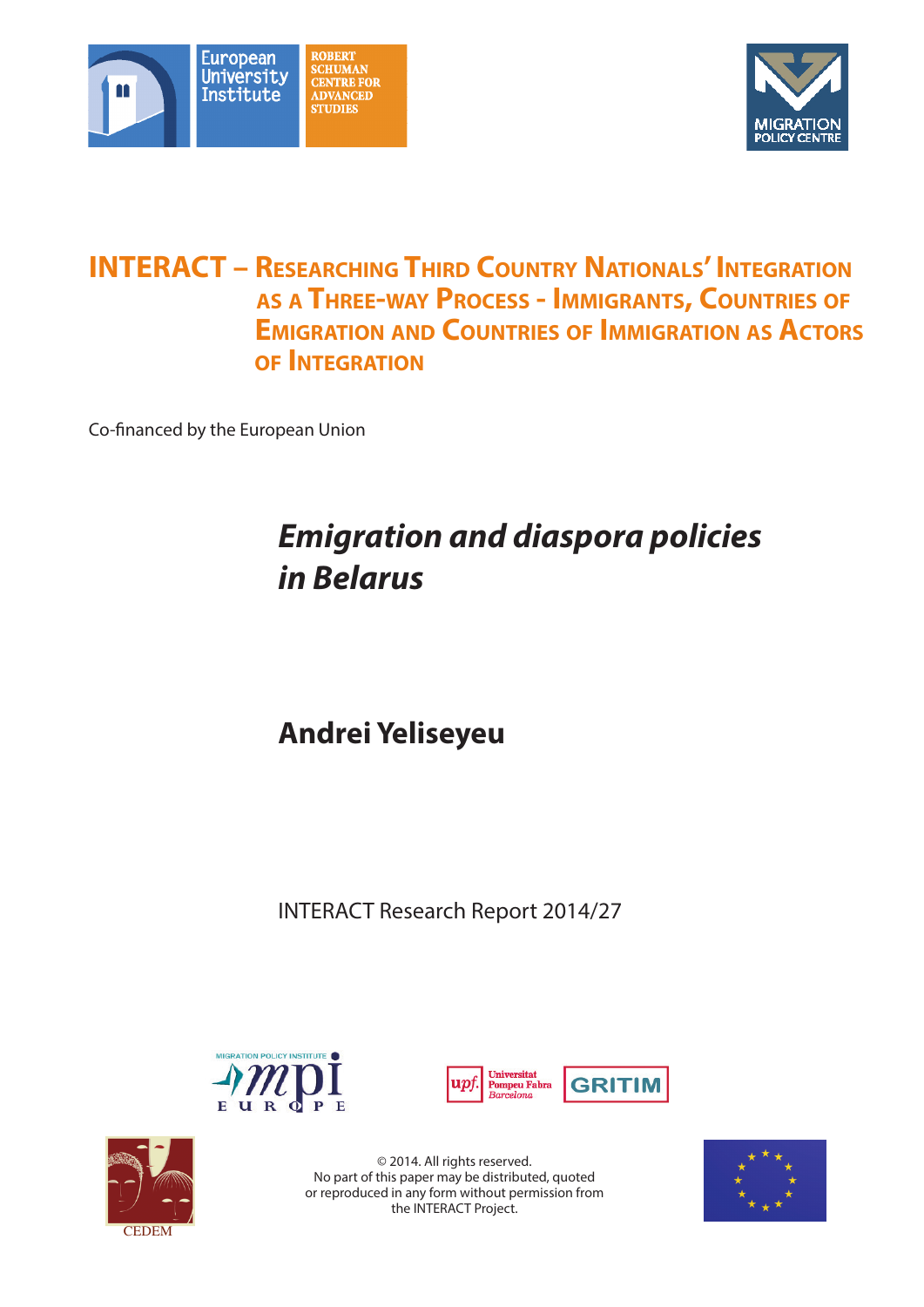European University Institute

ROBERT SCHUMAN CENTRE FOR ADVANCED STUDIES

MIGRATION POLICY CENTRE

# INTERACT – Researching Third Country Nationals' Integration as a Three-way Process - Immigrants, Countries of Emigration and Countries of Immigration as Actors of Integration

Co-financed by the European Union

## *Emigration and diaspora policies in Belarus*

### Andrei Yeliseyeu

INTERACT Research Report 2014/27

MIGRATION POLICY INSTITUTE mpi EUROPE

Universitat Pompeu Fabra Barcelona GRITIM

CEDEM

© 2014. All rights reserved.
No part of this paper may be distributed, quoted or reproduced in any form without permission from the INTERACT Project.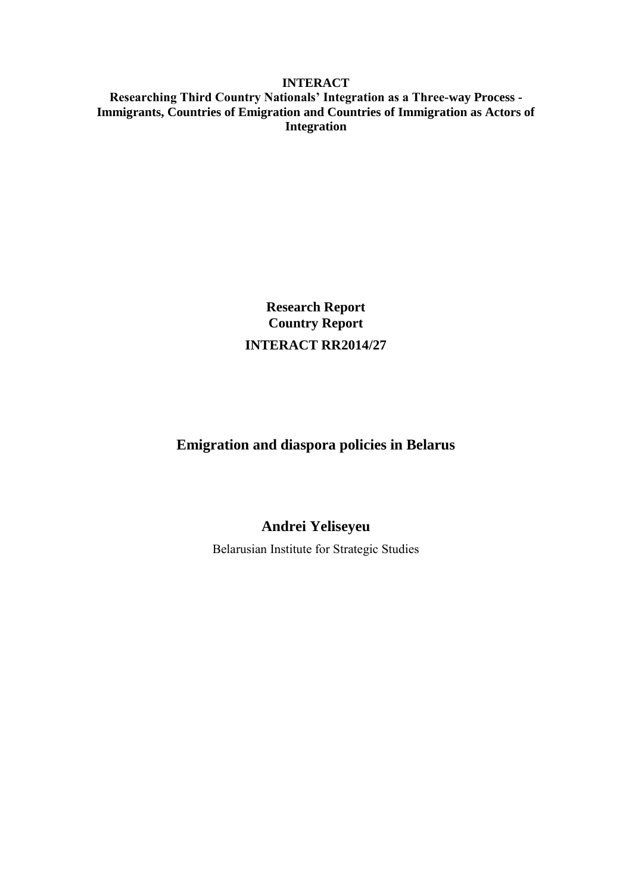**INTERACT**
**Researching Third Country Nationals' Integration as a Three-way Process - Immigrants, Countries of Emigration and Countries of Immigration as Actors of Integration**

**Research Report**
**Country Report**
**INTERACT RR2014/27**

# Emigration and diaspora policies in Belarus

## Andrei Yeliseyeu

Belarusian Institute for Strategic Studies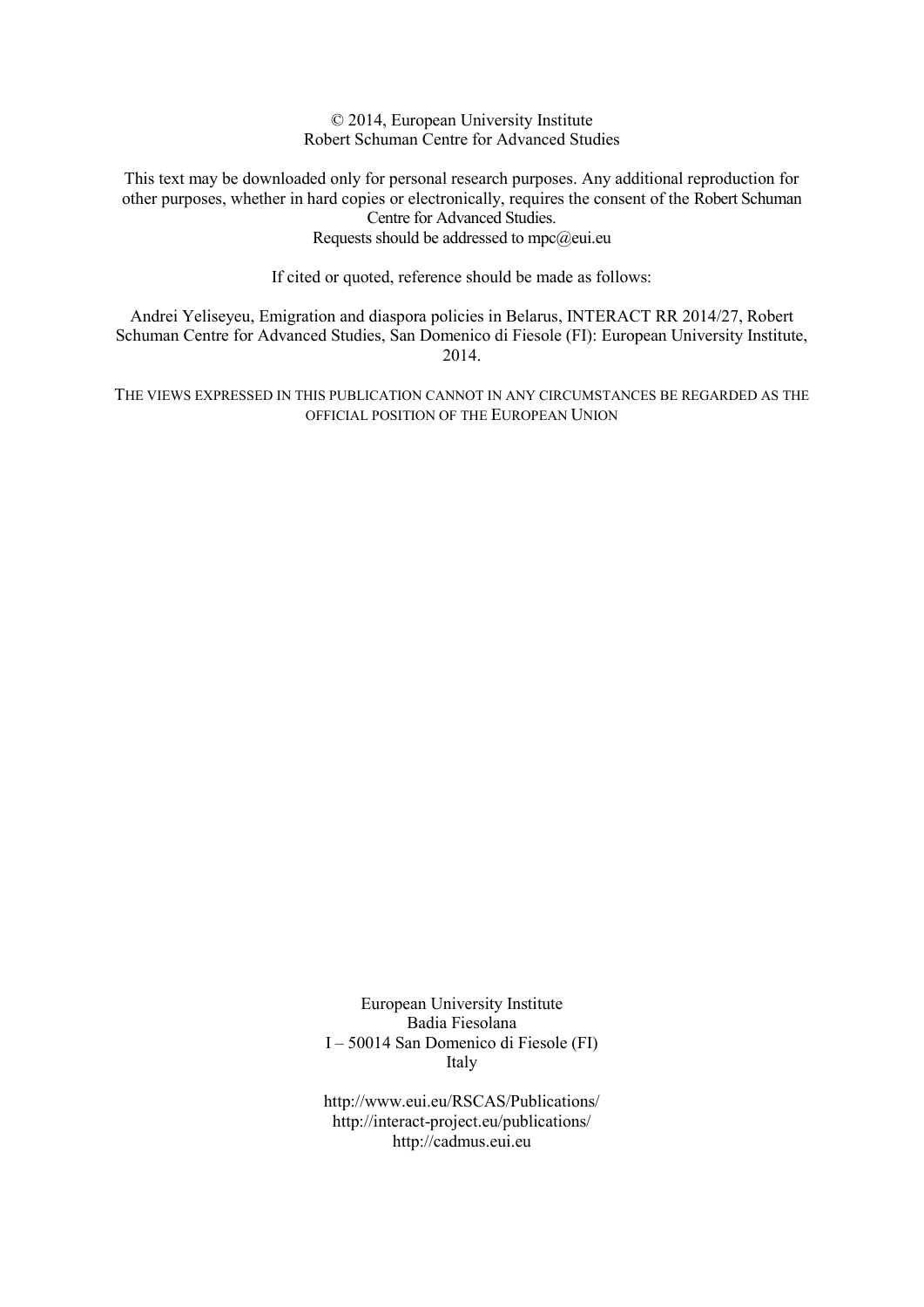© 2014, European University Institute
Robert Schuman Centre for Advanced Studies

This text may be downloaded only for personal research purposes. Any additional reproduction for other purposes, whether in hard copies or electronically, requires the consent of the Robert Schuman Centre for Advanced Studies.
Requests should be addressed to mpc@eui.eu

If cited or quoted, reference should be made as follows:

Andrei Yeliseyeu, Emigration and diaspora policies in Belarus, INTERACT RR 2014/27, Robert Schuman Centre for Advanced Studies, San Domenico di Fiesole (FI): European University Institute, 2014.

THE VIEWS EXPRESSED IN THIS PUBLICATION CANNOT IN ANY CIRCUMSTANCES BE REGARDED AS THE OFFICIAL POSITION OF THE EUROPEAN UNION

European University Institute
Badia Fiesolana
I – 50014 San Domenico di Fiesole (FI)
Italy

http://www.eui.eu/RSCAS/Publications/
http://interact-project.eu/publications/
http://cadmus.eui.eu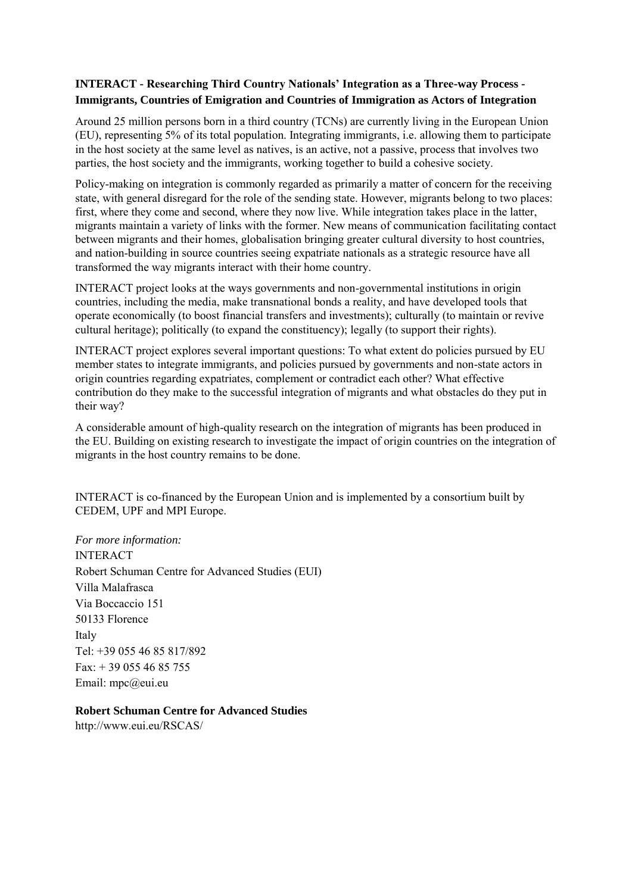**INTERACT - Researching Third Country Nationals' Integration as a Three-way Process - Immigrants, Countries of Emigration and Countries of Immigration as Actors of Integration**

Around 25 million persons born in a third country (TCNs) are currently living in the European Union (EU), representing 5% of its total population. Integrating immigrants, i.e. allowing them to participate in the host society at the same level as natives, is an active, not a passive, process that involves two parties, the host society and the immigrants, working together to build a cohesive society.

Policy-making on integration is commonly regarded as primarily a matter of concern for the receiving state, with general disregard for the role of the sending state. However, migrants belong to two places: first, where they come and second, where they now live. While integration takes place in the latter, migrants maintain a variety of links with the former. New means of communication facilitating contact between migrants and their homes, globalisation bringing greater cultural diversity to host countries, and nation-building in source countries seeing expatriate nationals as a strategic resource have all transformed the way migrants interact with their home country.

INTERACT project looks at the ways governments and non-governmental institutions in origin countries, including the media, make transnational bonds a reality, and have developed tools that operate economically (to boost financial transfers and investments); culturally (to maintain or revive cultural heritage); politically (to expand the constituency); legally (to support their rights).

INTERACT project explores several important questions: To what extent do policies pursued by EU member states to integrate immigrants, and policies pursued by governments and non-state actors in origin countries regarding expatriates, complement or contradict each other? What effective contribution do they make to the successful integration of migrants and what obstacles do they put in their way?

A considerable amount of high-quality research on the integration of migrants has been produced in the EU. Building on existing research to investigate the impact of origin countries on the integration of migrants in the host country remains to be done.

INTERACT is co-financed by the European Union and is implemented by a consortium built by CEDEM, UPF and MPI Europe.

*For more information:*
INTERACT
Robert Schuman Centre for Advanced Studies (EUI)
Villa Malafrasca
Via Boccaccio 151
50133 Florence
Italy
Tel: +39 055 46 85 817/892
Fax: + 39 055 46 85 755
Email: mpc@eui.eu

**Robert Schuman Centre for Advanced Studies**
http://www.eui.eu/RSCAS/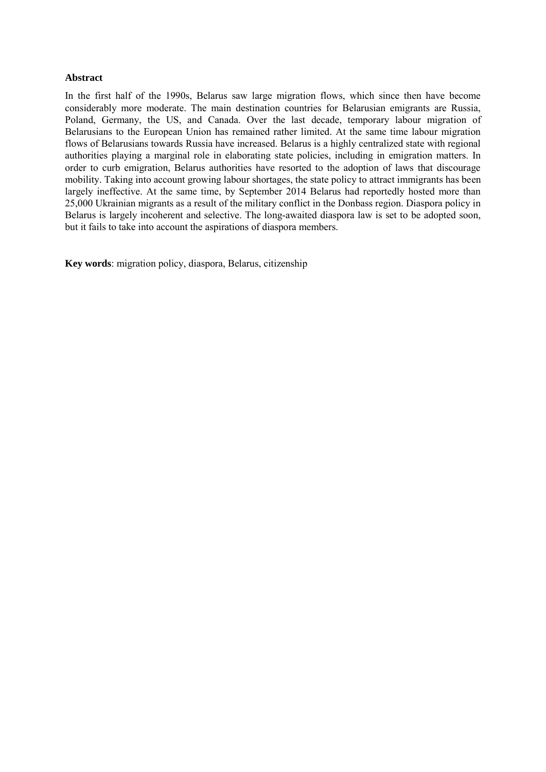**Abstract**

In the first half of the 1990s, Belarus saw large migration flows, which since then have become considerably more moderate. The main destination countries for Belarusian emigrants are Russia, Poland, Germany, the US, and Canada. Over the last decade, temporary labour migration of Belarusians to the European Union has remained rather limited. At the same time labour migration flows of Belarusians towards Russia have increased. Belarus is a highly centralized state with regional authorities playing a marginal role in elaborating state policies, including in emigration matters. In order to curb emigration, Belarus authorities have resorted to the adoption of laws that discourage mobility. Taking into account growing labour shortages, the state policy to attract immigrants has been largely ineffective. At the same time, by September 2014 Belarus had reportedly hosted more than 25,000 Ukrainian migrants as a result of the military conflict in the Donbass region. Diaspora policy in Belarus is largely incoherent and selective. The long-awaited diaspora law is set to be adopted soon, but it fails to take into account the aspirations of diaspora members.

**Key words**: migration policy, diaspora, Belarus, citizenship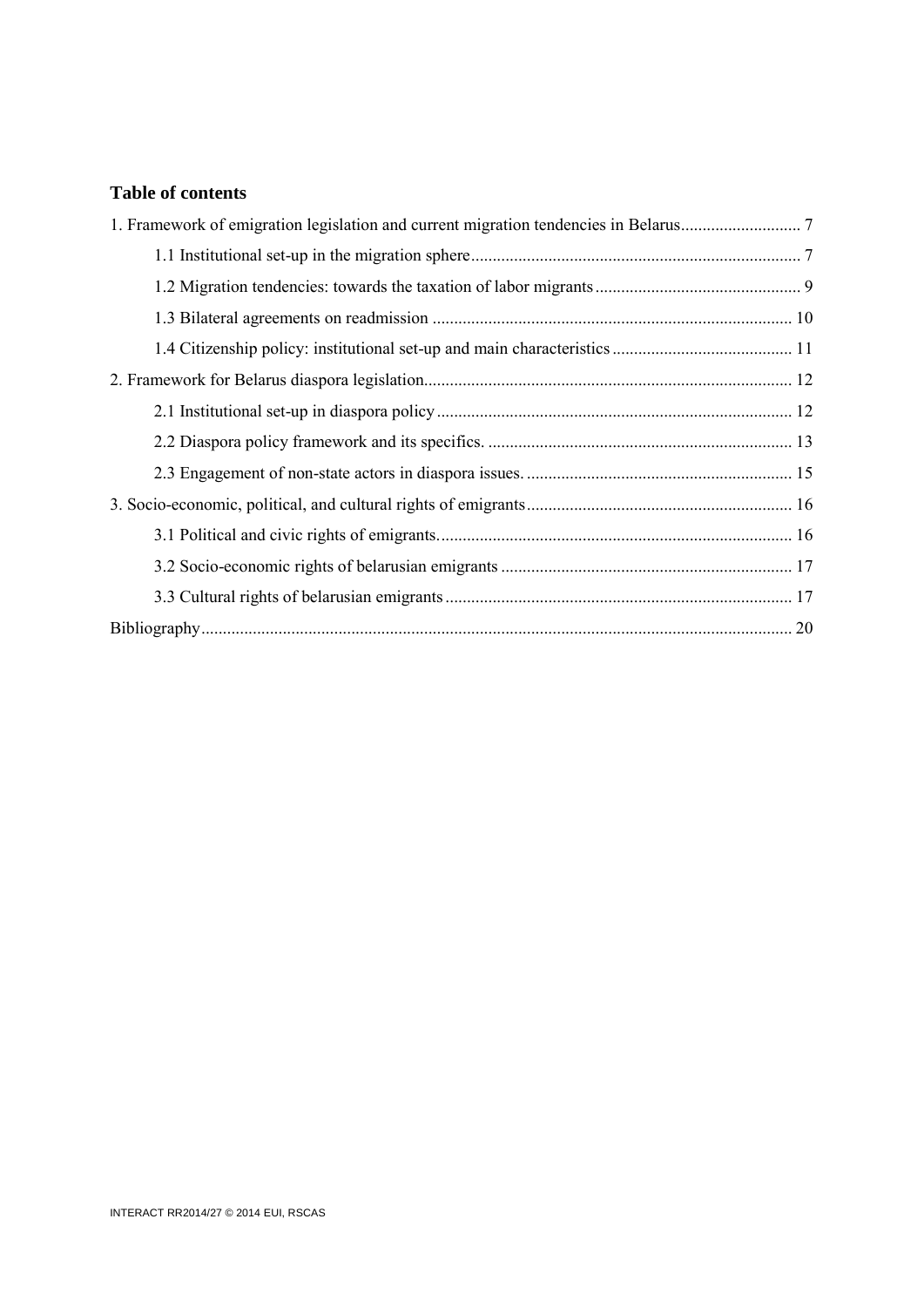## Table of contents

1. Framework of emigration legislation and current migration tendencies in Belarus ............................ 7
    - 1.1 Institutional set-up in the migration sphere ............................................................................ 7
    - 1.2 Migration tendencies: towards the taxation of labor migrants ................................................ 9
    - 1.3 Bilateral agreements on readmission .................................................................................. 10
    - 1.4 Citizenship policy: institutional set-up and main characteristics .......................................... 11
2. Framework for Belarus diaspora legislation...................................................................................... 12
    - 2.1 Institutional set-up in diaspora policy .................................................................................. 12
    - 2.2 Diaspora policy framework and its specifics. ....................................................................... 13
    - 2.3 Engagement of non-state actors in diaspora issues. .............................................................. 15
3. Socio-economic, political, and cultural rights of emigrants .............................................................. 16
    - 3.1 Political and civic rights of emigrants. .................................................................................. 16
    - 3.2 Socio-economic rights of belarusian emigrants .................................................................... 17
    - 3.3 Cultural rights of belarusian emigrants ................................................................................ 17

Bibliography ........................................................................................................................................... 20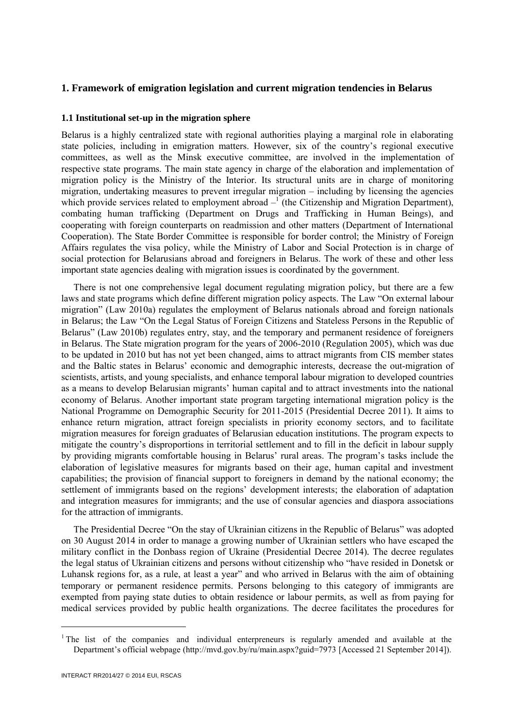## 1. Framework of emigration legislation and current migration tendencies in Belarus

### 1.1 Institutional set-up in the migration sphere

Belarus is a highly centralized state with regional authorities playing a marginal role in elaborating state policies, including in emigration matters. However, six of the country's regional executive committees, as well as the Minsk executive committee, are involved in the implementation of respective state programs. The main state agency in charge of the elaboration and implementation of migration policy is the Ministry of the Interior. Its structural units are in charge of monitoring migration, undertaking measures to prevent irregular migration – including by licensing the agencies which provide services related to employment abroad –[1] (the Citizenship and Migration Department), combating human trafficking (Department on Drugs and Trafficking in Human Beings), and cooperating with foreign counterparts on readmission and other matters (Department of International Cooperation). The State Border Committee is responsible for border control; the Ministry of Foreign Affairs regulates the visa policy, while the Ministry of Labor and Social Protection is in charge of social protection for Belarusians abroad and foreigners in Belarus. The work of these and other less important state agencies dealing with migration issues is coordinated by the government.

There is not one comprehensive legal document regulating migration policy, but there are a few laws and state programs which define different migration policy aspects. The Law "On external labour migration" (Law 2010a) regulates the employment of Belarus nationals abroad and foreign nationals in Belarus; the Law "On the Legal Status of Foreign Citizens and Stateless Persons in the Republic of Belarus" (Law 2010b) regulates entry, stay, and the temporary and permanent residence of foreigners in Belarus. The State migration program for the years of 2006-2010 (Regulation 2005), which was due to be updated in 2010 but has not yet been changed, aims to attract migrants from CIS member states and the Baltic states in Belarus' economic and demographic interests, decrease the out-migration of scientists, artists, and young specialists, and enhance temporal labour migration to developed countries as a means to develop Belarusian migrants' human capital and to attract investments into the national economy of Belarus. Another important state program targeting international migration policy is the National Programme on Demographic Security for 2011-2015 (Presidential Decree 2011). It aims to enhance return migration, attract foreign specialists in priority economy sectors, and to facilitate migration measures for foreign graduates of Belarusian education institutions. The program expects to mitigate the country's disproportions in territorial settlement and to fill in the deficit in labour supply by providing migrants comfortable housing in Belarus' rural areas. The program's tasks include the elaboration of legislative measures for migrants based on their age, human capital and investment capabilities; the provision of financial support to foreigners in demand by the national economy; the settlement of immigrants based on the regions' development interests; the elaboration of adaptation and integration measures for immigrants; and the use of consular agencies and diaspora associations for the attraction of immigrants.

The Presidential Decree "On the stay of Ukrainian citizens in the Republic of Belarus" was adopted on 30 August 2014 in order to manage a growing number of Ukrainian settlers who have escaped the military conflict in the Donbass region of Ukraine (Presidential Decree 2014). The decree regulates the legal status of Ukrainian citizens and persons without citizenship who "have resided in Donetsk or Luhansk regions for, as a rule, at least a year" and who arrived in Belarus with the aim of obtaining temporary or permanent residence permits. Persons belonging to this category of immigrants are exempted from paying state duties to obtain residence or labour permits, as well as from paying for medical services provided by public health organizations. The decree facilitates the procedures for

---

[1] The list of the companies and individual enterpreneurs is regularly amended and available at the Department's official webpage (http://mvd.gov.by/ru/main.aspx?guid=7973 [Accessed 21 September 2014]).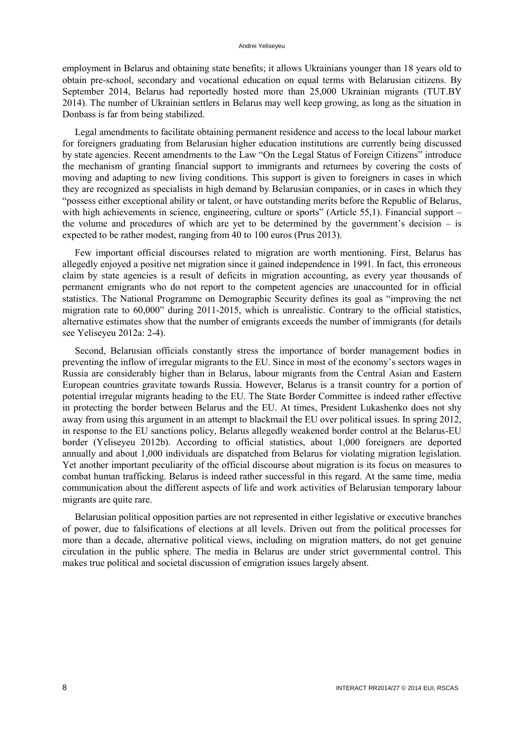employment in Belarus and obtaining state benefits; it allows Ukrainians younger than 18 years old to obtain pre-school, secondary and vocational education on equal terms with Belarusian citizens. By September 2014, Belarus had reportedly hosted more than 25,000 Ukrainian migrants (TUT.BY 2014). The number of Ukrainian settlers in Belarus may well keep growing, as long as the situation in Donbass is far from being stabilized.

Legal amendments to facilitate obtaining permanent residence and access to the local labour market for foreigners graduating from Belarusian higher education institutions are currently being discussed by state agencies. Recent amendments to the Law "On the Legal Status of Foreign Citizens" introduce the mechanism of granting financial support to immigrants and returnees by covering the costs of moving and adapting to new living conditions. This support is given to foreigners in cases in which they are recognized as specialists in high demand by Belarusian companies, or in cases in which they "possess either exceptional ability or talent, or have outstanding merits before the Republic of Belarus, with high achievements in science, engineering, culture or sports" (Article 55,1). Financial support – the volume and procedures of which are yet to be determined by the government's decision – is expected to be rather modest, ranging from 40 to 100 euros (Prus 2013).

Few important official discourses related to migration are worth mentioning. First, Belarus has allegedly enjoyed a positive net migration since it gained independence in 1991. In fact, this erroneous claim by state agencies is a result of deficits in migration accounting, as every year thousands of permanent emigrants who do not report to the competent agencies are unaccounted for in official statistics. The National Programme on Demographic Security defines its goal as "improving the net migration rate to 60,000" during 2011-2015, which is unrealistic. Contrary to the official statistics, alternative estimates show that the number of emigrants exceeds the number of immigrants (for details see Yeliseyeu 2012a: 2-4).

Second, Belarusian officials constantly stress the importance of border management bodies in preventing the inflow of irregular migrants to the EU. Since in most of the economy's sectors wages in Russia are considerably higher than in Belarus, labour migrants from the Central Asian and Eastern European countries gravitate towards Russia. However, Belarus is a transit country for a portion of potential irregular migrants heading to the EU. The State Border Committee is indeed rather effective in protecting the border between Belarus and the EU. At times, President Lukashenko does not shy away from using this argument in an attempt to blackmail the EU over political issues. In spring 2012, in response to the EU sanctions policy, Belarus allegedly weakened border control at the Belarus-EU border (Yeliseyeu 2012b). According to official statistics, about 1,000 foreigners are deported annually and about 1,000 individuals are dispatched from Belarus for violating migration legislation. Yet another important peculiarity of the official discourse about migration is its focus on measures to combat human trafficking. Belarus is indeed rather successful in this regard. At the same time, media communication about the different aspects of life and work activities of Belarusian temporary labour migrants are quite rare.

Belarusian political opposition parties are not represented in either legislative or executive branches of power, due to falsifications of elections at all levels. Driven out from the political processes for more than a decade, alternative political views, including on migration matters, do not get genuine circulation in the public sphere. The media in Belarus are under strict governmental control. This makes true political and societal discussion of emigration issues largely absent.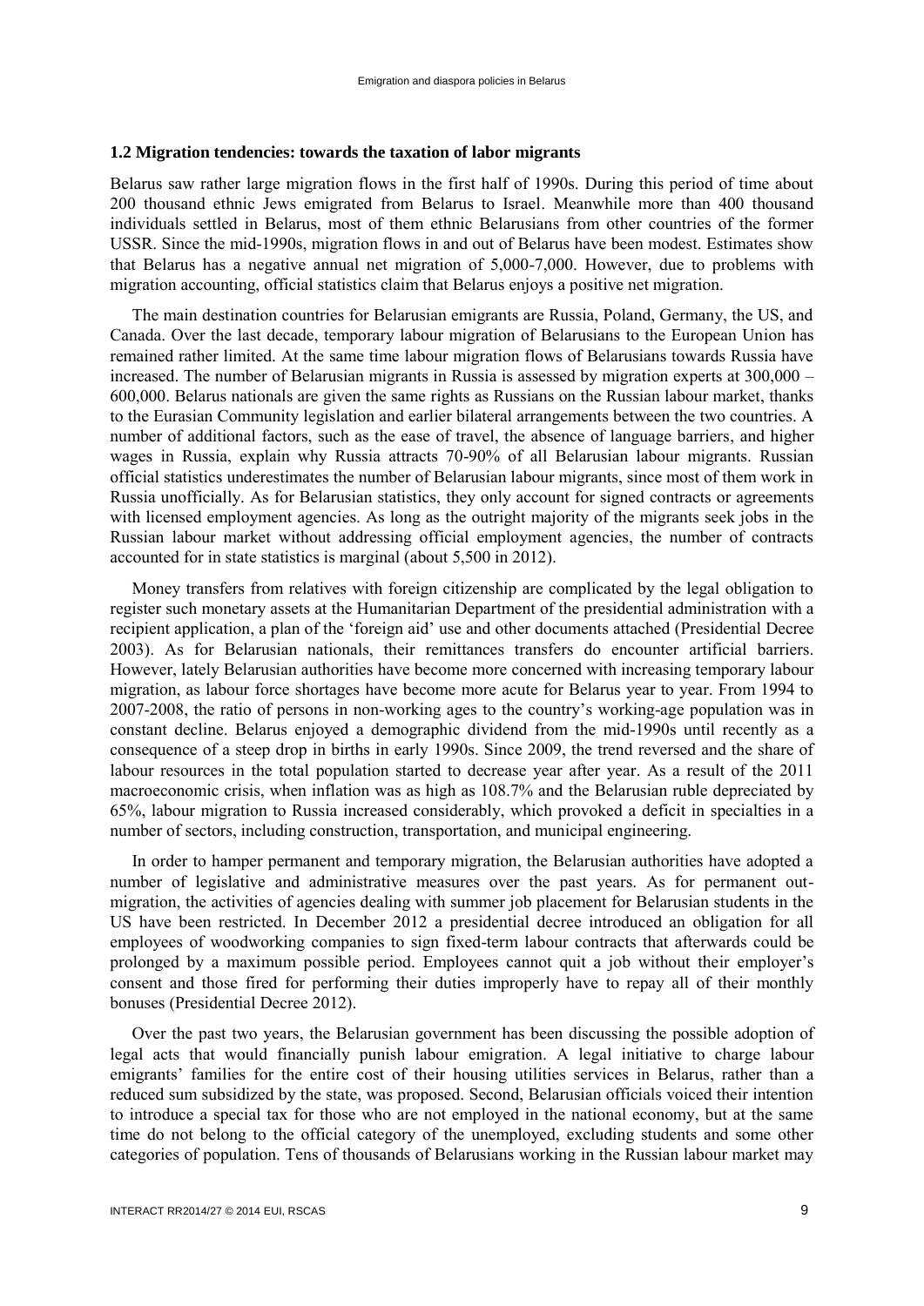### 1.2 Migration tendencies: towards the taxation of labor migrants

Belarus saw rather large migration flows in the first half of 1990s. During this period of time about 200 thousand ethnic Jews emigrated from Belarus to Israel. Meanwhile more than 400 thousand individuals settled in Belarus, most of them ethnic Belarusians from other countries of the former USSR. Since the mid-1990s, migration flows in and out of Belarus have been modest. Estimates show that Belarus has a negative annual net migration of 5,000-7,000. However, due to problems with migration accounting, official statistics claim that Belarus enjoys a positive net migration.

The main destination countries for Belarusian emigrants are Russia, Poland, Germany, the US, and Canada. Over the last decade, temporary labour migration of Belarusians to the European Union has remained rather limited. At the same time labour migration flows of Belarusians towards Russia have increased. The number of Belarusian migrants in Russia is assessed by migration experts at 300,000 – 600,000. Belarus nationals are given the same rights as Russians on the Russian labour market, thanks to the Eurasian Community legislation and earlier bilateral arrangements between the two countries. A number of additional factors, such as the ease of travel, the absence of language barriers, and higher wages in Russia, explain why Russia attracts 70-90% of all Belarusian labour migrants. Russian official statistics underestimates the number of Belarusian labour migrants, since most of them work in Russia unofficially. As for Belarusian statistics, they only account for signed contracts or agreements with licensed employment agencies. As long as the outright majority of the migrants seek jobs in the Russian labour market without addressing official employment agencies, the number of contracts accounted for in state statistics is marginal (about 5,500 in 2012).

Money transfers from relatives with foreign citizenship are complicated by the legal obligation to register such monetary assets at the Humanitarian Department of the presidential administration with a recipient application, a plan of the 'foreign aid' use and other documents attached (Presidential Decree 2003). As for Belarusian nationals, their remittances transfers do encounter artificial barriers. However, lately Belarusian authorities have become more concerned with increasing temporary labour migration, as labour force shortages have become more acute for Belarus year to year. From 1994 to 2007-2008, the ratio of persons in non-working ages to the country's working-age population was in constant decline. Belarus enjoyed a demographic dividend from the mid-1990s until recently as a consequence of a steep drop in births in early 1990s. Since 2009, the trend reversed and the share of labour resources in the total population started to decrease year after year. As a result of the 2011 macroeconomic crisis, when inflation was as high as 108.7% and the Belarusian ruble depreciated by 65%, labour migration to Russia increased considerably, which provoked a deficit in specialties in a number of sectors, including construction, transportation, and municipal engineering.

In order to hamper permanent and temporary migration, the Belarusian authorities have adopted a number of legislative and administrative measures over the past years. As for permanent out-migration, the activities of agencies dealing with summer job placement for Belarusian students in the US have been restricted. In December 2012 a presidential decree introduced an obligation for all employees of woodworking companies to sign fixed-term labour contracts that afterwards could be prolonged by a maximum possible period. Employees cannot quit a job without their employer's consent and those fired for performing their duties improperly have to repay all of their monthly bonuses (Presidential Decree 2012).

Over the past two years, the Belarusian government has been discussing the possible adoption of legal acts that would financially punish labour emigration. A legal initiative to charge labour emigrants' families for the entire cost of their housing utilities services in Belarus, rather than a reduced sum subsidized by the state, was proposed. Second, Belarusian officials voiced their intention to introduce a special tax for those who are not employed in the national economy, but at the same time do not belong to the official category of the unemployed, excluding students and some other categories of population. Tens of thousands of Belarusians working in the Russian labour market may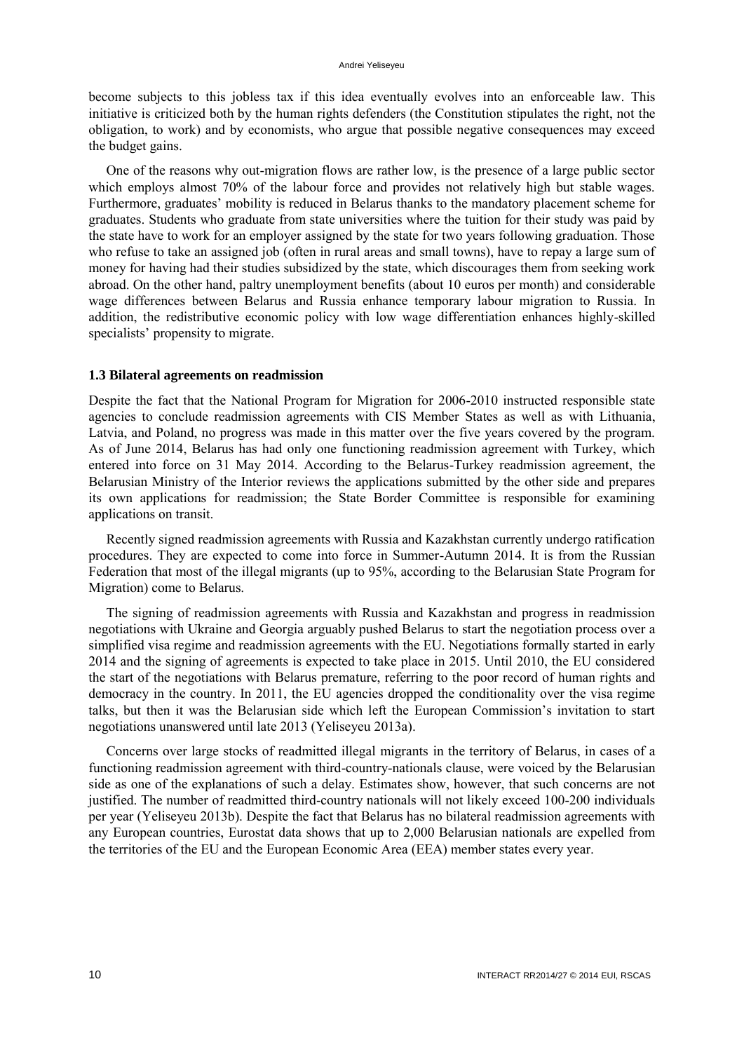become subjects to this jobless tax if this idea eventually evolves into an enforceable law. This initiative is criticized both by the human rights defenders (the Constitution stipulates the right, not the obligation, to work) and by economists, who argue that possible negative consequences may exceed the budget gains.

One of the reasons why out-migration flows are rather low, is the presence of a large public sector which employs almost 70% of the labour force and provides not relatively high but stable wages. Furthermore, graduates' mobility is reduced in Belarus thanks to the mandatory placement scheme for graduates. Students who graduate from state universities where the tuition for their study was paid by the state have to work for an employer assigned by the state for two years following graduation. Those who refuse to take an assigned job (often in rural areas and small towns), have to repay a large sum of money for having had their studies subsidized by the state, which discourages them from seeking work abroad. On the other hand, paltry unemployment benefits (about 10 euros per month) and considerable wage differences between Belarus and Russia enhance temporary labour migration to Russia. In addition, the redistributive economic policy with low wage differentiation enhances highly-skilled specialists' propensity to migrate.

### 1.3 Bilateral agreements on readmission

Despite the fact that the National Program for Migration for 2006-2010 instructed responsible state agencies to conclude readmission agreements with CIS Member States as well as with Lithuania, Latvia, and Poland, no progress was made in this matter over the five years covered by the program. As of June 2014, Belarus has had only one functioning readmission agreement with Turkey, which entered into force on 31 May 2014. According to the Belarus-Turkey readmission agreement, the Belarusian Ministry of the Interior reviews the applications submitted by the other side and prepares its own applications for readmission; the State Border Committee is responsible for examining applications on transit.

Recently signed readmission agreements with Russia and Kazakhstan currently undergo ratification procedures. They are expected to come into force in Summer-Autumn 2014. It is from the Russian Federation that most of the illegal migrants (up to 95%, according to the Belarusian State Program for Migration) come to Belarus.

The signing of readmission agreements with Russia and Kazakhstan and progress in readmission negotiations with Ukraine and Georgia arguably pushed Belarus to start the negotiation process over a simplified visa regime and readmission agreements with the EU. Negotiations formally started in early 2014 and the signing of agreements is expected to take place in 2015. Until 2010, the EU considered the start of the negotiations with Belarus premature, referring to the poor record of human rights and democracy in the country. In 2011, the EU agencies dropped the conditionality over the visa regime talks, but then it was the Belarusian side which left the European Commission's invitation to start negotiations unanswered until late 2013 (Yeliseyeu 2013a).

Concerns over large stocks of readmitted illegal migrants in the territory of Belarus, in cases of a functioning readmission agreement with third-country-nationals clause, were voiced by the Belarusian side as one of the explanations of such a delay. Estimates show, however, that such concerns are not justified. The number of readmitted third-country nationals will not likely exceed 100-200 individuals per year (Yeliseyeu 2013b). Despite the fact that Belarus has no bilateral readmission agreements with any European countries, Eurostat data shows that up to 2,000 Belarusian nationals are expelled from the territories of the EU and the European Economic Area (EEA) member states every year.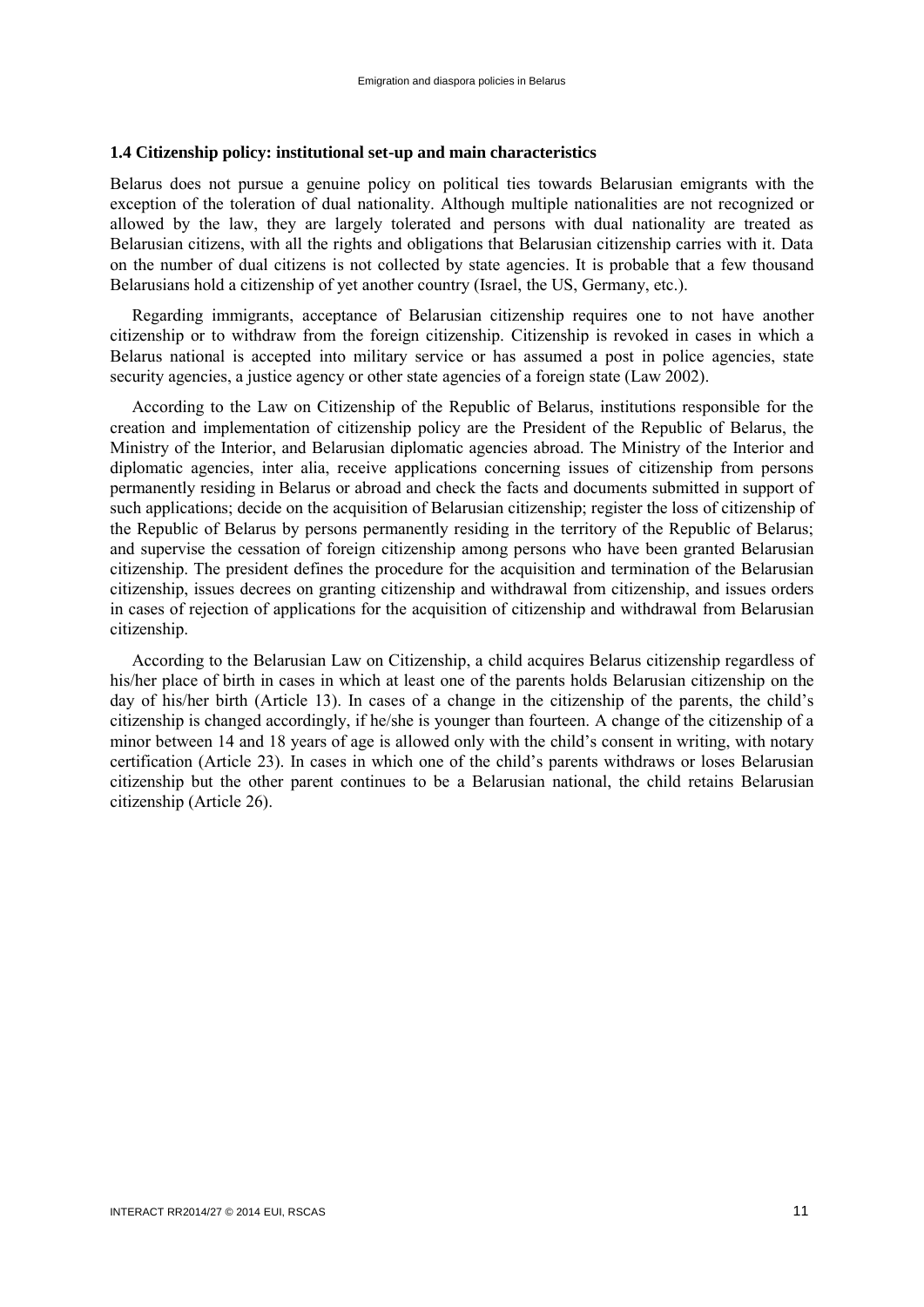### 1.4 Citizenship policy: institutional set-up and main characteristics

Belarus does not pursue a genuine policy on political ties towards Belarusian emigrants with the exception of the toleration of dual nationality. Although multiple nationalities are not recognized or allowed by the law, they are largely tolerated and persons with dual nationality are treated as Belarusian citizens, with all the rights and obligations that Belarusian citizenship carries with it. Data on the number of dual citizens is not collected by state agencies. It is probable that a few thousand Belarusians hold a citizenship of yet another country (Israel, the US, Germany, etc.).

Regarding immigrants, acceptance of Belarusian citizenship requires one to not have another citizenship or to withdraw from the foreign citizenship. Citizenship is revoked in cases in which a Belarus national is accepted into military service or has assumed a post in police agencies, state security agencies, a justice agency or other state agencies of a foreign state (Law 2002).

According to the Law on Citizenship of the Republic of Belarus, institutions responsible for the creation and implementation of citizenship policy are the President of the Republic of Belarus, the Ministry of the Interior, and Belarusian diplomatic agencies abroad. The Ministry of the Interior and diplomatic agencies, inter alia, receive applications concerning issues of citizenship from persons permanently residing in Belarus or abroad and check the facts and documents submitted in support of such applications; decide on the acquisition of Belarusian citizenship; register the loss of citizenship of the Republic of Belarus by persons permanently residing in the territory of the Republic of Belarus; and supervise the cessation of foreign citizenship among persons who have been granted Belarusian citizenship. The president defines the procedure for the acquisition and termination of the Belarusian citizenship, issues decrees on granting citizenship and withdrawal from citizenship, and issues orders in cases of rejection of applications for the acquisition of citizenship and withdrawal from Belarusian citizenship.

According to the Belarusian Law on Citizenship, a child acquires Belarus citizenship regardless of his/her place of birth in cases in which at least one of the parents holds Belarusian citizenship on the day of his/her birth (Article 13). In cases of a change in the citizenship of the parents, the child's citizenship is changed accordingly, if he/she is younger than fourteen. A change of the citizenship of a minor between 14 and 18 years of age is allowed only with the child's consent in writing, with notary certification (Article 23). In cases in which one of the child's parents withdraws or loses Belarusian citizenship but the other parent continues to be a Belarusian national, the child retains Belarusian citizenship (Article 26).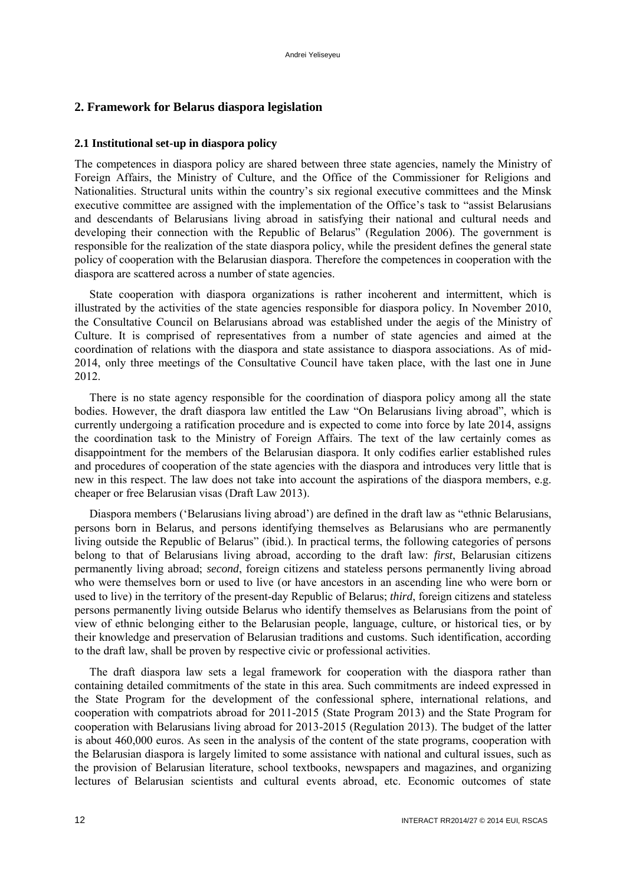## 2. Framework for Belarus diaspora legislation

### 2.1 Institutional set-up in diaspora policy

The competences in diaspora policy are shared between three state agencies, namely the Ministry of Foreign Affairs, the Ministry of Culture, and the Office of the Commissioner for Religions and Nationalities. Structural units within the country's six regional executive committees and the Minsk executive committee are assigned with the implementation of the Office's task to "assist Belarusians and descendants of Belarusians living abroad in satisfying their national and cultural needs and developing their connection with the Republic of Belarus" (Regulation 2006). The government is responsible for the realization of the state diaspora policy, while the president defines the general state policy of cooperation with the Belarusian diaspora. Therefore the competences in cooperation with the diaspora are scattered across a number of state agencies.

State cooperation with diaspora organizations is rather incoherent and intermittent, which is illustrated by the activities of the state agencies responsible for diaspora policy. In November 2010, the Consultative Council on Belarusians abroad was established under the aegis of the Ministry of Culture. It is comprised of representatives from a number of state agencies and aimed at the coordination of relations with the diaspora and state assistance to diaspora associations. As of mid-2014, only three meetings of the Consultative Council have taken place, with the last one in June 2012.

There is no state agency responsible for the coordination of diaspora policy among all the state bodies. However, the draft diaspora law entitled the Law "On Belarusians living abroad", which is currently undergoing a ratification procedure and is expected to come into force by late 2014, assigns the coordination task to the Ministry of Foreign Affairs. The text of the law certainly comes as disappointment for the members of the Belarusian diaspora. It only codifies earlier established rules and procedures of cooperation of the state agencies with the diaspora and introduces very little that is new in this respect. The law does not take into account the aspirations of the diaspora members, e.g. cheaper or free Belarusian visas (Draft Law 2013).

Diaspora members ('Belarusians living abroad') are defined in the draft law as "ethnic Belarusians, persons born in Belarus, and persons identifying themselves as Belarusians who are permanently living outside the Republic of Belarus" (ibid.). In practical terms, the following categories of persons belong to that of Belarusians living abroad, according to the draft law: *first*, Belarusian citizens permanently living abroad; *second*, foreign citizens and stateless persons permanently living abroad who were themselves born or used to live (or have ancestors in an ascending line who were born or used to live) in the territory of the present-day Republic of Belarus; *third*, foreign citizens and stateless persons permanently living outside Belarus who identify themselves as Belarusians from the point of view of ethnic belonging either to the Belarusian people, language, culture, or historical ties, or by their knowledge and preservation of Belarusian traditions and customs. Such identification, according to the draft law, shall be proven by respective civic or professional activities.

The draft diaspora law sets a legal framework for cooperation with the diaspora rather than containing detailed commitments of the state in this area. Such commitments are indeed expressed in the State Program for the development of the confessional sphere, international relations, and cooperation with compatriots abroad for 2011-2015 (State Program 2013) and the State Program for cooperation with Belarusians living abroad for 2013-2015 (Regulation 2013). The budget of the latter is about 460,000 euros. As seen in the analysis of the content of the state programs, cooperation with the Belarusian diaspora is largely limited to some assistance with national and cultural issues, such as the provision of Belarusian literature, school textbooks, newspapers and magazines, and organizing lectures of Belarusian scientists and cultural events abroad, etc. Economic outcomes of state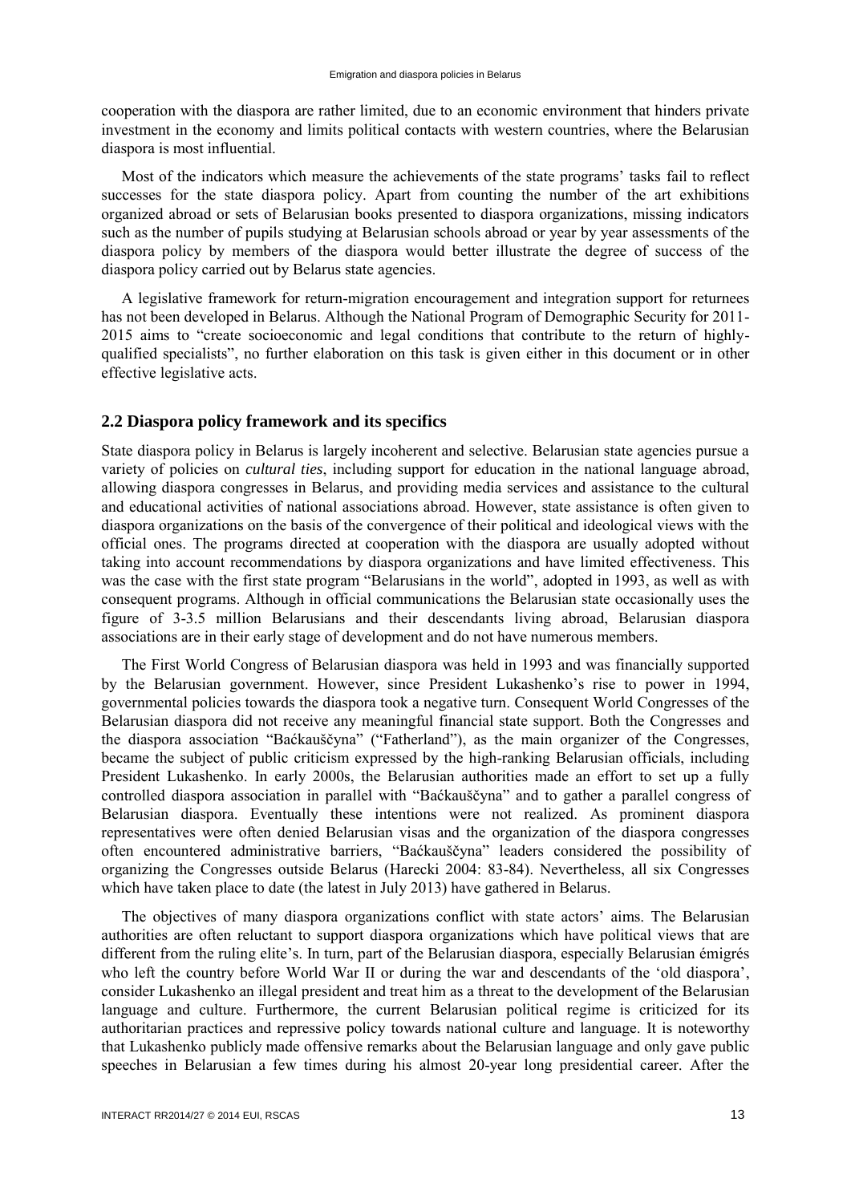cooperation with the diaspora are rather limited, due to an economic environment that hinders private investment in the economy and limits political contacts with western countries, where the Belarusian diaspora is most influential.

Most of the indicators which measure the achievements of the state programs' tasks fail to reflect successes for the state diaspora policy. Apart from counting the number of the art exhibitions organized abroad or sets of Belarusian books presented to diaspora organizations, missing indicators such as the number of pupils studying at Belarusian schools abroad or year by year assessments of the diaspora policy by members of the diaspora would better illustrate the degree of success of the diaspora policy carried out by Belarus state agencies.

A legislative framework for return-migration encouragement and integration support for returnees has not been developed in Belarus. Although the National Program of Demographic Security for 2011-2015 aims to "create socioeconomic and legal conditions that contribute to the return of highly-qualified specialists", no further elaboration on this task is given either in this document or in other effective legislative acts.

## 2.2 Diaspora policy framework and its specifics

State diaspora policy in Belarus is largely incoherent and selective. Belarusian state agencies pursue a variety of policies on *cultural ties*, including support for education in the national language abroad, allowing diaspora congresses in Belarus, and providing media services and assistance to the cultural and educational activities of national associations abroad. However, state assistance is often given to diaspora organizations on the basis of the convergence of their political and ideological views with the official ones. The programs directed at cooperation with the diaspora are usually adopted without taking into account recommendations by diaspora organizations and have limited effectiveness. This was the case with the first state program "Belarusians in the world", adopted in 1993, as well as with consequent programs. Although in official communications the Belarusian state occasionally uses the figure of 3-3.5 million Belarusians and their descendants living abroad, Belarusian diaspora associations are in their early stage of development and do not have numerous members.

The First World Congress of Belarusian diaspora was held in 1993 and was financially supported by the Belarusian government. However, since President Lukashenko's rise to power in 1994, governmental policies towards the diaspora took a negative turn. Consequent World Congresses of the Belarusian diaspora did not receive any meaningful financial state support. Both the Congresses and the diaspora association "Baćkauščyna" ("Fatherland"), as the main organizer of the Congresses, became the subject of public criticism expressed by the high-ranking Belarusian officials, including President Lukashenko. In early 2000s, the Belarusian authorities made an effort to set up a fully controlled diaspora association in parallel with "Baćkauščyna" and to gather a parallel congress of Belarusian diaspora. Eventually these intentions were not realized. As prominent diaspora representatives were often denied Belarusian visas and the organization of the diaspora congresses often encountered administrative barriers, "Baćkauščyna" leaders considered the possibility of organizing the Congresses outside Belarus (Harecki 2004: 83-84). Nevertheless, all six Congresses which have taken place to date (the latest in July 2013) have gathered in Belarus.

The objectives of many diaspora organizations conflict with state actors' aims. The Belarusian authorities are often reluctant to support diaspora organizations which have political views that are different from the ruling elite's. In turn, part of the Belarusian diaspora, especially Belarusian émigrés who left the country before World War II or during the war and descendants of the 'old diaspora', consider Lukashenko an illegal president and treat him as a threat to the development of the Belarusian language and culture. Furthermore, the current Belarusian political regime is criticized for its authoritarian practices and repressive policy towards national culture and language. It is noteworthy that Lukashenko publicly made offensive remarks about the Belarusian language and only gave public speeches in Belarusian a few times during his almost 20-year long presidential career. After the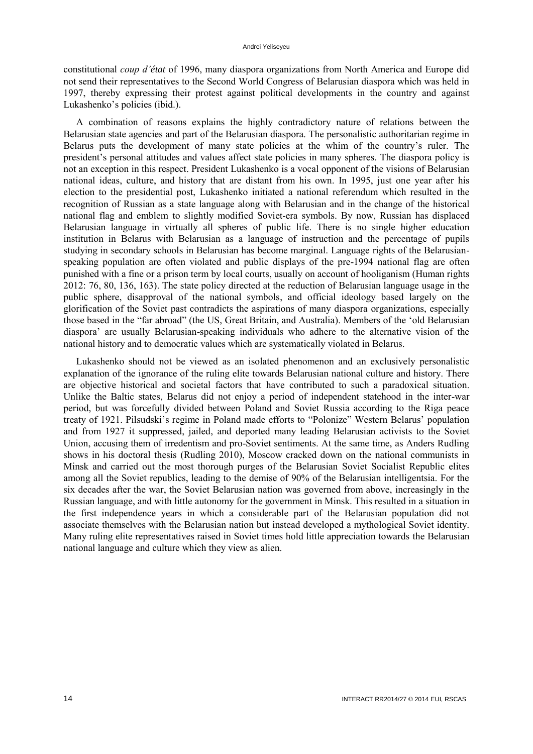constitutional *coup d'état* of 1996, many diaspora organizations from North America and Europe did not send their representatives to the Second World Congress of Belarusian diaspora which was held in 1997, thereby expressing their protest against political developments in the country and against Lukashenko's policies (ibid.).

A combination of reasons explains the highly contradictory nature of relations between the Belarusian state agencies and part of the Belarusian diaspora. The personalistic authoritarian regime in Belarus puts the development of many state policies at the whim of the country's ruler. The president's personal attitudes and values affect state policies in many spheres. The diaspora policy is not an exception in this respect. President Lukashenko is a vocal opponent of the visions of Belarusian national ideas, culture, and history that are distant from his own. In 1995, just one year after his election to the presidential post, Lukashenko initiated a national referendum which resulted in the recognition of Russian as a state language along with Belarusian and in the change of the historical national flag and emblem to slightly modified Soviet-era symbols. By now, Russian has displaced Belarusian language in virtually all spheres of public life. There is no single higher education institution in Belarus with Belarusian as a language of instruction and the percentage of pupils studying in secondary schools in Belarusian has become marginal. Language rights of the Belarusian-speaking population are often violated and public displays of the pre-1994 national flag are often punished with a fine or a prison term by local courts, usually on account of hooliganism (Human rights 2012: 76, 80, 136, 163). The state policy directed at the reduction of Belarusian language usage in the public sphere, disapproval of the national symbols, and official ideology based largely on the glorification of the Soviet past contradicts the aspirations of many diaspora organizations, especially those based in the "far abroad" (the US, Great Britain, and Australia). Members of the 'old Belarusian diaspora' are usually Belarusian-speaking individuals who adhere to the alternative vision of the national history and to democratic values which are systematically violated in Belarus.

Lukashenko should not be viewed as an isolated phenomenon and an exclusively personalistic explanation of the ignorance of the ruling elite towards Belarusian national culture and history. There are objective historical and societal factors that have contributed to such a paradoxical situation. Unlike the Baltic states, Belarus did not enjoy a period of independent statehood in the inter-war period, but was forcefully divided between Poland and Soviet Russia according to the Riga peace treaty of 1921. Pilsudski's regime in Poland made efforts to "Polonize" Western Belarus' population and from 1927 it suppressed, jailed, and deported many leading Belarusian activists to the Soviet Union, accusing them of irredentism and pro-Soviet sentiments. At the same time, as Anders Rudling shows in his doctoral thesis (Rudling 2010), Moscow cracked down on the national communists in Minsk and carried out the most thorough purges of the Belarusian Soviet Socialist Republic elites among all the Soviet republics, leading to the demise of 90% of the Belarusian intelligentsia. For the six decades after the war, the Soviet Belarusian nation was governed from above, increasingly in the Russian language, and with little autonomy for the government in Minsk. This resulted in a situation in the first independence years in which a considerable part of the Belarusian population did not associate themselves with the Belarusian nation but instead developed a mythological Soviet identity. Many ruling elite representatives raised in Soviet times hold little appreciation towards the Belarusian national language and culture which they view as alien.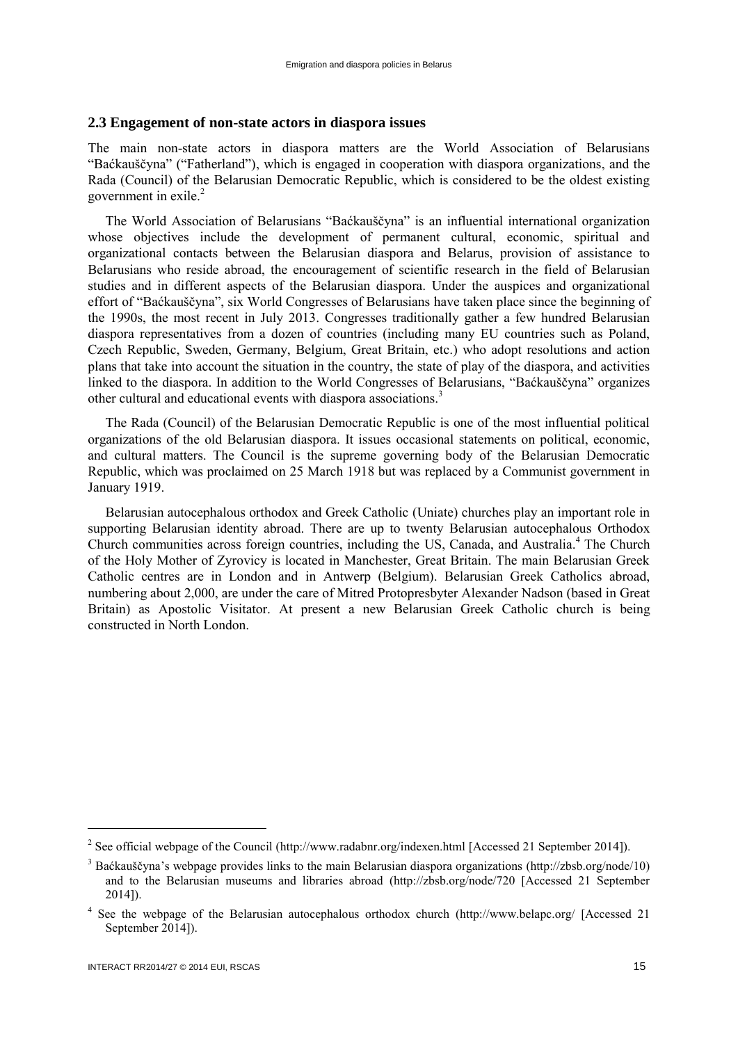## 2.3 Engagement of non-state actors in diaspora issues

The main non-state actors in diaspora matters are the World Association of Belarusians "Baćkaŭščyna" ("Fatherland"), which is engaged in cooperation with diaspora organizations, and the Rada (Council) of the Belarusian Democratic Republic, which is considered to be the oldest existing government in exile.[2]

The World Association of Belarusians "Baćkaŭščyna" is an influential international organization whose objectives include the development of permanent cultural, economic, spiritual and organizational contacts between the Belarusian diaspora and Belarus, provision of assistance to Belarusians who reside abroad, the encouragement of scientific research in the field of Belarusian studies and in different aspects of the Belarusian diaspora. Under the auspices and organizational effort of "Baćkaŭščyna", six World Congresses of Belarusians have taken place since the beginning of the 1990s, the most recent in July 2013. Congresses traditionally gather a few hundred Belarusian diaspora representatives from a dozen of countries (including many EU countries such as Poland, Czech Republic, Sweden, Germany, Belgium, Great Britain, etc.) who adopt resolutions and action plans that take into account the situation in the country, the state of play of the diaspora, and activities linked to the diaspora. In addition to the World Congresses of Belarusians, "Baćkaŭščyna" organizes other cultural and educational events with diaspora associations.[3]

The Rada (Council) of the Belarusian Democratic Republic is one of the most influential political organizations of the old Belarusian diaspora. It issues occasional statements on political, economic, and cultural matters. The Council is the supreme governing body of the Belarusian Democratic Republic, which was proclaimed on 25 March 1918 but was replaced by a Communist government in January 1919.

Belarusian autocephalous orthodox and Greek Catholic (Uniate) churches play an important role in supporting Belarusian identity abroad. There are up to twenty Belarusian autocephalous Orthodox Church communities across foreign countries, including the US, Canada, and Australia.[4] The Church of the Holy Mother of Zyrovicy is located in Manchester, Great Britain. The main Belarusian Greek Catholic centres are in London and in Antwerp (Belgium). Belarusian Greek Catholics abroad, numbering about 2,000, are under the care of Mitred Protopresbyter Alexander Nadson (based in Great Britain) as Apostolic Visitator. At present a new Belarusian Greek Catholic church is being constructed in North London.

---

[2] See official webpage of the Council (http://www.radabnr.org/indexen.html [Accessed 21 September 2014]).

[3] Baćkaŭščyna's webpage provides links to the main Belarusian diaspora organizations (http://zbsb.org/node/10) and to the Belarusian museums and libraries abroad (http://zbsb.org/node/720 [Accessed 21 September 2014]).

[4] See the webpage of the Belarusian autocephalous orthodox church (http://www.belapc.org/ [Accessed 21 September 2014]).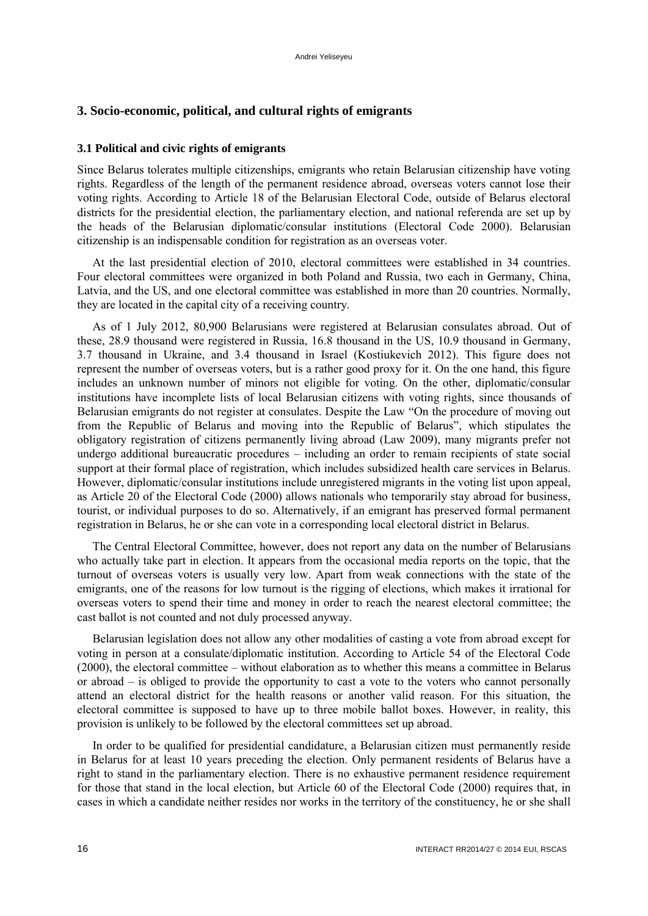## 3. Socio-economic, political, and cultural rights of emigrants

### 3.1 Political and civic rights of emigrants

Since Belarus tolerates multiple citizenships, emigrants who retain Belarusian citizenship have voting rights. Regardless of the length of the permanent residence abroad, overseas voters cannot lose their voting rights. According to Article 18 of the Belarusian Electoral Code, outside of Belarus electoral districts for the presidential election, the parliamentary election, and national referenda are set up by the heads of the Belarusian diplomatic/consular institutions (Electoral Code 2000). Belarusian citizenship is an indispensable condition for registration as an overseas voter.

At the last presidential election of 2010, electoral committees were established in 34 countries. Four electoral committees were organized in both Poland and Russia, two each in Germany, China, Latvia, and the US, and one electoral committee was established in more than 20 countries. Normally, they are located in the capital city of a receiving country.

As of 1 July 2012, 80,900 Belarusians were registered at Belarusian consulates abroad. Out of these, 28.9 thousand were registered in Russia, 16.8 thousand in the US, 10.9 thousand in Germany, 3.7 thousand in Ukraine, and 3.4 thousand in Israel (Kostiukevich 2012). This figure does not represent the number of overseas voters, but is a rather good proxy for it. On the one hand, this figure includes an unknown number of minors not eligible for voting. On the other, diplomatic/consular institutions have incomplete lists of local Belarusian citizens with voting rights, since thousands of Belarusian emigrants do not register at consulates. Despite the Law "On the procedure of moving out from the Republic of Belarus and moving into the Republic of Belarus", which stipulates the obligatory registration of citizens permanently living abroad (Law 2009), many migrants prefer not undergo additional bureaucratic procedures – including an order to remain recipients of state social support at their formal place of registration, which includes subsidized health care services in Belarus. However, diplomatic/consular institutions include unregistered migrants in the voting list upon appeal, as Article 20 of the Electoral Code (2000) allows nationals who temporarily stay abroad for business, tourist, or individual purposes to do so. Alternatively, if an emigrant has preserved formal permanent registration in Belarus, he or she can vote in a corresponding local electoral district in Belarus.

The Central Electoral Committee, however, does not report any data on the number of Belarusians who actually take part in election. It appears from the occasional media reports on the topic, that the turnout of overseas voters is usually very low. Apart from weak connections with the state of the emigrants, one of the reasons for low turnout is the rigging of elections, which makes it irrational for overseas voters to spend their time and money in order to reach the nearest electoral committee; the cast ballot is not counted and not duly processed anyway.

Belarusian legislation does not allow any other modalities of casting a vote from abroad except for voting in person at a consulate/diplomatic institution. According to Article 54 of the Electoral Code (2000), the electoral committee – without elaboration as to whether this means a committee in Belarus or abroad – is obliged to provide the opportunity to cast a vote to the voters who cannot personally attend an electoral district for the health reasons or another valid reason. For this situation, the electoral committee is supposed to have up to three mobile ballot boxes. However, in reality, this provision is unlikely to be followed by the electoral committees set up abroad.

In order to be qualified for presidential candidature, a Belarusian citizen must permanently reside in Belarus for at least 10 years preceding the election. Only permanent residents of Belarus have a right to stand in the parliamentary election. There is no exhaustive permanent residence requirement for those that stand in the local election, but Article 60 of the Electoral Code (2000) requires that, in cases in which a candidate neither resides nor works in the territory of the constituency, he or she shall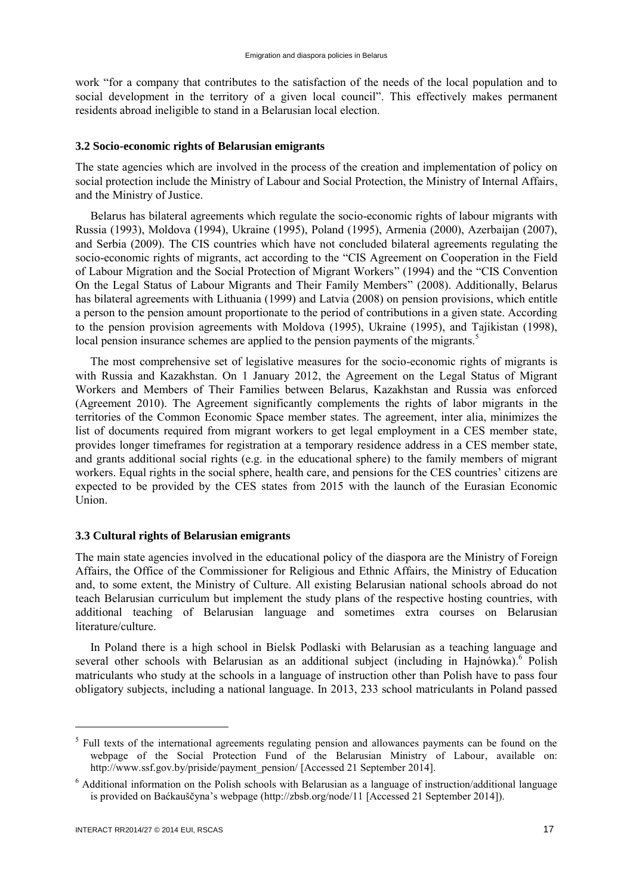work "for a company that contributes to the satisfaction of the needs of the local population and to social development in the territory of a given local council". This effectively makes permanent residents abroad ineligible to stand in a Belarusian local election.

### 3.2 Socio-economic rights of Belarusian emigrants

The state agencies which are involved in the process of the creation and implementation of policy on social protection include the Ministry of Labour and Social Protection, the Ministry of Internal Affairs, and the Ministry of Justice.

Belarus has bilateral agreements which regulate the socio-economic rights of labour migrants with Russia (1993), Moldova (1994), Ukraine (1995), Poland (1995), Armenia (2000), Azerbaijan (2007), and Serbia (2009). The CIS countries which have not concluded bilateral agreements regulating the socio-economic rights of migrants, act according to the "CIS Agreement on Cooperation in the Field of Labour Migration and the Social Protection of Migrant Workers" (1994) and the "CIS Convention On the Legal Status of Labour Migrants and Their Family Members" (2008). Additionally, Belarus has bilateral agreements with Lithuania (1999) and Latvia (2008) on pension provisions, which entitle a person to the pension amount proportionate to the period of contributions in a given state. According to the pension provision agreements with Moldova (1995), Ukraine (1995), and Tajikistan (1998), local pension insurance schemes are applied to the pension payments of the migrants.[5]

The most comprehensive set of legislative measures for the socio-economic rights of migrants is with Russia and Kazakhstan. On 1 January 2012, the Agreement on the Legal Status of Migrant Workers and Members of Their Families between Belarus, Kazakhstan and Russia was enforced (Agreement 2010). The Agreement significantly complements the rights of labor migrants in the territories of the Common Economic Space member states. The agreement, inter alia, minimizes the list of documents required from migrant workers to get legal employment in a CES member state, provides longer timeframes for registration at a temporary residence address in a CES member state, and grants additional social rights (e.g. in the educational sphere) to the family members of migrant workers. Equal rights in the social sphere, health care, and pensions for the CES countries' citizens are expected to be provided by the CES states from 2015 with the launch of the Eurasian Economic Union.

### 3.3 Cultural rights of Belarusian emigrants

The main state agencies involved in the educational policy of the diaspora are the Ministry of Foreign Affairs, the Office of the Commissioner for Religious and Ethnic Affairs, the Ministry of Education and, to some extent, the Ministry of Culture. All existing Belarusian national schools abroad do not teach Belarusian curriculum but implement the study plans of the respective hosting countries, with additional teaching of Belarusian language and sometimes extra courses on Belarusian literature/culture.

In Poland there is a high school in Bielsk Podlaski with Belarusian as a teaching language and several other schools with Belarusian as an additional subject (including in Hajnówka).[6] Polish matriculants who study at the schools in a language of instruction other than Polish have to pass four obligatory subjects, including a national language. In 2013, 233 school matriculants in Poland passed

---

[5] Full texts of the international agreements regulating pension and allowances payments can be found on the webpage of the Social Protection Fund of the Belarusian Ministry of Labour, available on: http://www.ssf.gov.by/priside/payment_pension/ [Accessed 21 September 2014].

[6] Additional information on the Polish schools with Belarusian as a language of instruction/additional language is provided on Baćkaŭščyna's webpage (http://zbsb.org/node/11 [Accessed 21 September 2014]).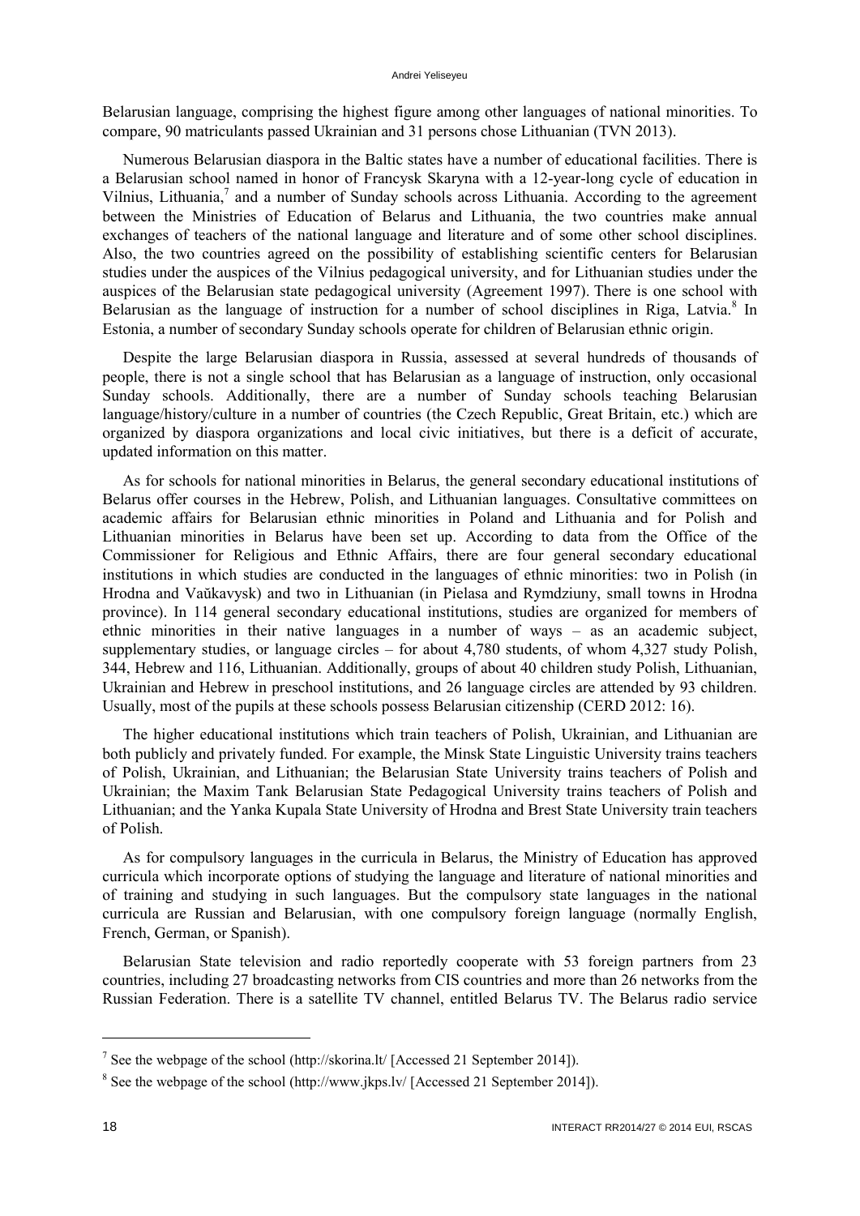Belarusian language, comprising the highest figure among other languages of national minorities. To compare, 90 matriculants passed Ukrainian and 31 persons chose Lithuanian (TVN 2013).

Numerous Belarusian diaspora in the Baltic states have a number of educational facilities. There is a Belarusian school named in honor of Francysk Skaryna with a 12-year-long cycle of education in Vilnius, Lithuania,[7] and a number of Sunday schools across Lithuania. According to the agreement between the Ministries of Education of Belarus and Lithuania, the two countries make annual exchanges of teachers of the national language and literature and of some other school disciplines. Also, the two countries agreed on the possibility of establishing scientific centers for Belarusian studies under the auspices of the Vilnius pedagogical university, and for Lithuanian studies under the auspices of the Belarusian state pedagogical university (Agreement 1997). There is one school with Belarusian as the language of instruction for a number of school disciplines in Riga, Latvia.[8] In Estonia, a number of secondary Sunday schools operate for children of Belarusian ethnic origin.

Despite the large Belarusian diaspora in Russia, assessed at several hundreds of thousands of people, there is not a single school that has Belarusian as a language of instruction, only occasional Sunday schools. Additionally, there are a number of Sunday schools teaching Belarusian language/history/culture in a number of countries (the Czech Republic, Great Britain, etc.) which are organized by diaspora organizations and local civic initiatives, but there is a deficit of accurate, updated information on this matter.

As for schools for national minorities in Belarus, the general secondary educational institutions of Belarus offer courses in the Hebrew, Polish, and Lithuanian languages. Consultative committees on academic affairs for Belarusian ethnic minorities in Poland and Lithuania and for Polish and Lithuanian minorities in Belarus have been set up. According to data from the Office of the Commissioner for Religious and Ethnic Affairs, there are four general secondary educational institutions in which studies are conducted in the languages of ethnic minorities: two in Polish (in Hrodna and Vaŭkavysk) and two in Lithuanian (in Pielasa and Rymdziuny, small towns in Hrodna province). In 114 general secondary educational institutions, studies are organized for members of ethnic minorities in their native languages in a number of ways – as an academic subject, supplementary studies, or language circles – for about 4,780 students, of whom 4,327 study Polish, 344, Hebrew and 116, Lithuanian. Additionally, groups of about 40 children study Polish, Lithuanian, Ukrainian and Hebrew in preschool institutions, and 26 language circles are attended by 93 children. Usually, most of the pupils at these schools possess Belarusian citizenship (CERD 2012: 16).

The higher educational institutions which train teachers of Polish, Ukrainian, and Lithuanian are both publicly and privately funded. For example, the Minsk State Linguistic University trains teachers of Polish, Ukrainian, and Lithuanian; the Belarusian State University trains teachers of Polish and Ukrainian; the Maxim Tank Belarusian State Pedagogical University trains teachers of Polish and Lithuanian; and the Yanka Kupala State University of Hrodna and Brest State University train teachers of Polish.

As for compulsory languages in the curricula in Belarus, the Ministry of Education has approved curricula which incorporate options of studying the language and literature of national minorities and of training and studying in such languages. But the compulsory state languages in the national curricula are Russian and Belarusian, with one compulsory foreign language (normally English, French, German, or Spanish).

Belarusian State television and radio reportedly cooperate with 53 foreign partners from 23 countries, including 27 broadcasting networks from CIS countries and more than 26 networks from the Russian Federation. There is a satellite TV channel, entitled Belarus TV. The Belarus radio service

[7] See the webpage of the school (http://skorina.lt/ [Accessed 21 September 2014]).

[8] See the webpage of the school (http://www.jkps.lv/ [Accessed 21 September 2014]).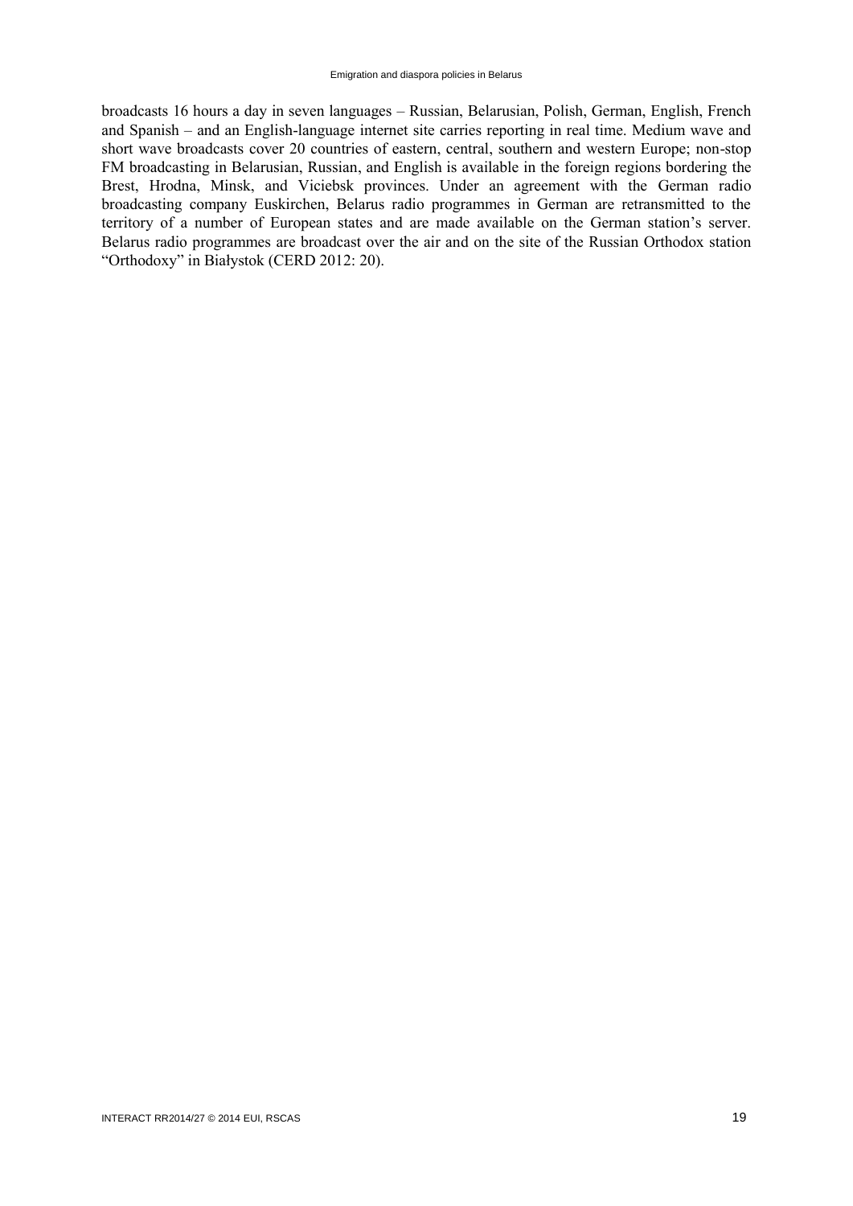broadcasts 16 hours a day in seven languages – Russian, Belarusian, Polish, German, English, French and Spanish – and an English-language internet site carries reporting in real time. Medium wave and short wave broadcasts cover 20 countries of eastern, central, southern and western Europe; non-stop FM broadcasting in Belarusian, Russian, and English is available in the foreign regions bordering the Brest, Hrodna, Minsk, and Viciebsk provinces. Under an agreement with the German radio broadcasting company Euskirchen, Belarus radio programmes in German are retransmitted to the territory of a number of European states and are made available on the German station's server. Belarus radio programmes are broadcast over the air and on the site of the Russian Orthodox station "Orthodoxy" in Białystok (CERD 2012: 20).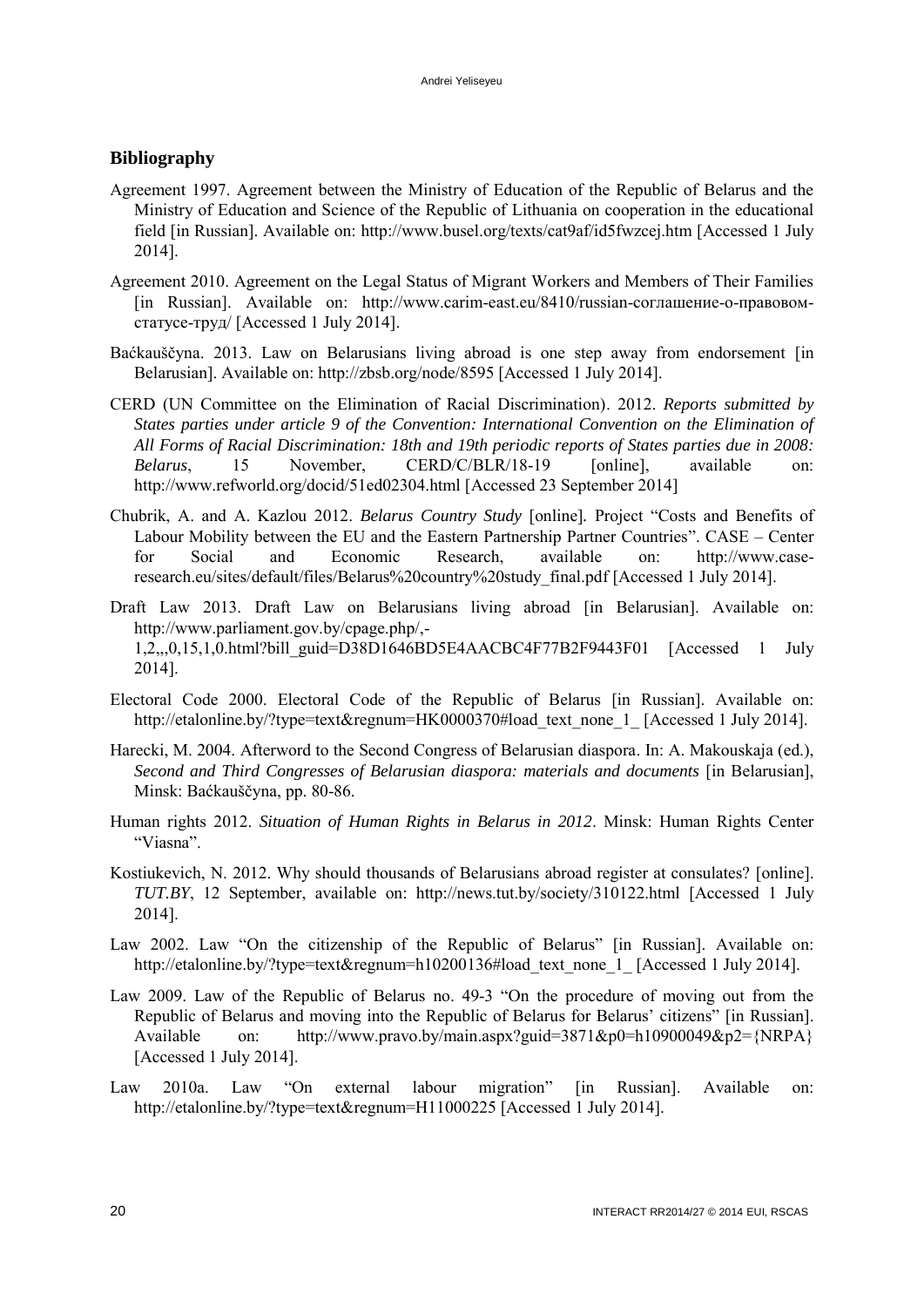## Bibliography

Agreement 1997. Agreement between the Ministry of Education of the Republic of Belarus and the Ministry of Education and Science of the Republic of Lithuania on cooperation in the educational field [in Russian]. Available on: http://www.busel.org/texts/cat9af/id5fwzcej.htm [Accessed 1 July 2014].

Agreement 2010. Agreement on the Legal Status of Migrant Workers and Members of Their Families [in Russian]. Available on: http://www.carim-east.eu/8410/russian-соглашение-о-правовом-статусе-труд/ [Accessed 1 July 2014].

Baćkauščyna. 2013. Law on Belarusians living abroad is one step away from endorsement [in Belarusian]. Available on: http://zbsb.org/node/8595 [Accessed 1 July 2014].

CERD (UN Committee on the Elimination of Racial Discrimination). 2012. *Reports submitted by States parties under article 9 of the Convention: International Convention on the Elimination of All Forms of Racial Discrimination: 18th and 19th periodic reports of States parties due in 2008: Belarus*, 15 November, CERD/C/BLR/18-19 [online], available on: http://www.refworld.org/docid/51ed02304.html [Accessed 23 September 2014]

Chubrik, A. and A. Kazlou 2012. *Belarus Country Study* [online]. Project "Costs and Benefits of Labour Mobility between the EU and the Eastern Partnership Partner Countries". CASE – Center for Social and Economic Research, available on: http://www.case-research.eu/sites/default/files/Belarus%20country%20study_final.pdf [Accessed 1 July 2014].

Draft Law 2013. Draft Law on Belarusians living abroad [in Belarusian]. Available on: http://www.parliament.gov.by/cpage.php/,-1,2,,,0,15,1,0.html?bill_guid=D38D1646BD5E4AACBC4F77B2F9443F01 [Accessed 1 July 2014].

Electoral Code 2000. Electoral Code of the Republic of Belarus [in Russian]. Available on: http://etalonline.by/?type=text&regnum=HK0000370#load_text_none_1_ [Accessed 1 July 2014].

Harecki, M. 2004. Afterword to the Second Congress of Belarusian diaspora. In: A. Makouskaja (ed.), *Second and Third Congresses of Belarusian diaspora: materials and documents* [in Belarusian], Minsk: Baćkauščyna, pp. 80-86.

Human rights 2012. *Situation of Human Rights in Belarus in 2012*. Minsk: Human Rights Center "Viasna".

Kostiukevich, N. 2012. Why should thousands of Belarusians abroad register at consulates? [online]. *TUT.BY*, 12 September, available on: http://news.tut.by/society/310122.html [Accessed 1 July 2014].

Law 2002. Law "On the citizenship of the Republic of Belarus" [in Russian]. Available on: http://etalonline.by/?type=text&regnum=h10200136#load_text_none_1_ [Accessed 1 July 2014].

Law 2009. Law of the Republic of Belarus no. 49-3 "On the procedure of moving out from the Republic of Belarus and moving into the Republic of Belarus for Belarus' citizens" [in Russian]. Available on: http://www.pravo.by/main.aspx?guid=3871&p0=h10900049&p2={NRPA} [Accessed 1 July 2014].

Law 2010a. Law "On external labour migration" [in Russian]. Available on: http://etalonline.by/?type=text&regnum=H11000225 [Accessed 1 July 2014].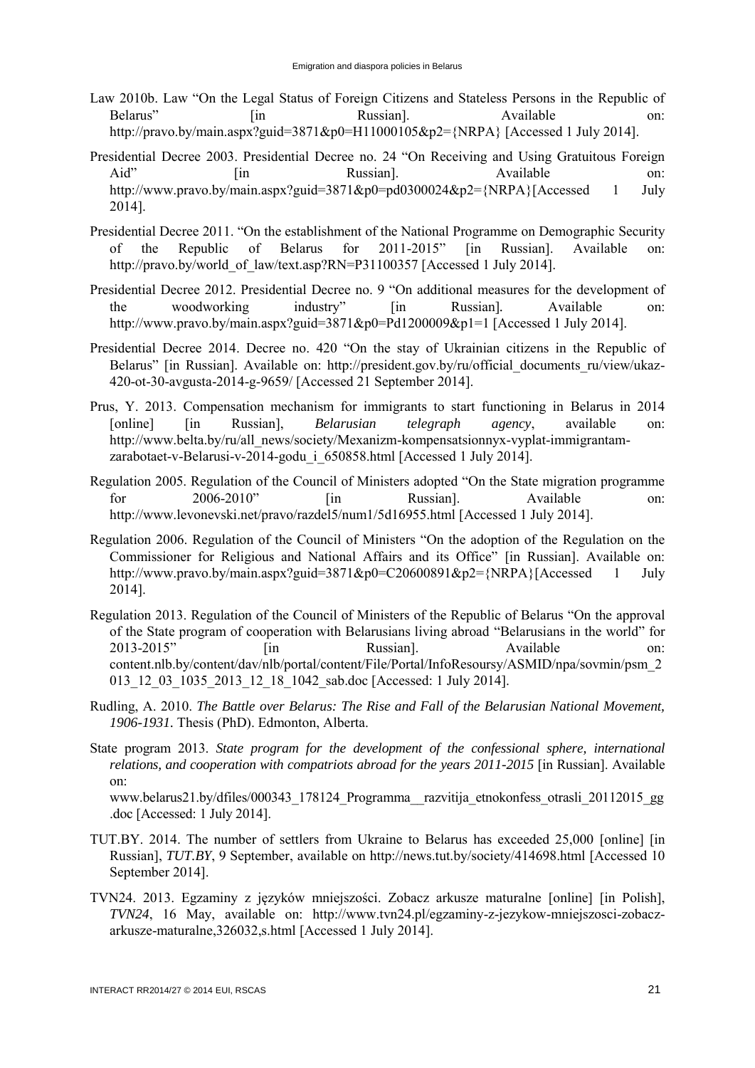Law 2010b. Law "On the Legal Status of Foreign Citizens and Stateless Persons in the Republic of Belarus" [in Russian]. Available on: http://pravo.by/main.aspx?guid=3871&p0=H11000105&p2={NRPA} [Accessed 1 July 2014].

Presidential Decree 2003. Presidential Decree no. 24 "On Receiving and Using Gratuitous Foreign Aid" [in Russian]. Available on: http://www.pravo.by/main.aspx?guid=3871&p0=pd0300024&p2={NRPA}[Accessed 1 July 2014].

Presidential Decree 2011. "On the establishment of the National Programme on Demographic Security of the Republic of Belarus for 2011-2015" [in Russian]. Available on: http://pravo.by/world_of_law/text.asp?RN=P31100357 [Accessed 1 July 2014].

Presidential Decree 2012. Presidential Decree no. 9 "On additional measures for the development of the woodworking industry" [in Russian]. Available on: http://www.pravo.by/main.aspx?guid=3871&p0=Pd1200009&p1=1 [Accessed 1 July 2014].

Presidential Decree 2014. Decree no. 420 "On the stay of Ukrainian citizens in the Republic of Belarus" [in Russian]. Available on: http://president.gov.by/ru/official_documents_ru/view/ukaz-420-ot-30-avgusta-2014-g-9659/ [Accessed 21 September 2014].

Prus, Y. 2013. Compensation mechanism for immigrants to start functioning in Belarus in 2014 [online] [in Russian], *Belarusian telegraph agency*, available on: http://www.belta.by/ru/all_news/society/Mexanizm-kompensatsionnyx-vyplat-immigrantam-zarabotaet-v-Belarusi-v-2014-godu_i_650858.html [Accessed 1 July 2014].

Regulation 2005. Regulation of the Council of Ministers adopted "On the State migration programme for 2006-2010" [in Russian]. Available on: http://www.levonevski.net/pravo/razdel5/num1/5d16955.html [Accessed 1 July 2014].

Regulation 2006. Regulation of the Council of Ministers "On the adoption of the Regulation on the Commissioner for Religious and National Affairs and its Office" [in Russian]. Available on: http://www.pravo.by/main.aspx?guid=3871&p0=C20600891&p2={NRPA}[Accessed 1 July 2014].

Regulation 2013. Regulation of the Council of Ministers of the Republic of Belarus "On the approval of the State program of cooperation with Belarusians living abroad "Belarusians in the world" for 2013-2015" [in Russian]. Available on: content.nlb.by/content/dav/nlb/portal/content/File/Portal/InfoResoursy/ASMID/npa/sovmin/psm_2013_12_03_1035_2013_12_18_1042_sab.doc [Accessed: 1 July 2014].

Rudling, A. 2010. *The Battle over Belarus: The Rise and Fall of the Belarusian National Movement, 1906-1931.* Thesis (PhD). Edmonton, Alberta.

State program 2013. *State program for the development of the confessional sphere, international relations, and cooperation with compatriots abroad for the years 2011-2015* [in Russian]. Available on: www.belarus21.by/dfiles/000343_178124_Programma__razvitija_etnokonfess_otrasli_20112015_gg.doc [Accessed: 1 July 2014].

TUT.BY. 2014. The number of settlers from Ukraine to Belarus has exceeded 25,000 [online] [in Russian], *TUT.BY*, 9 September, available on http://news.tut.by/society/414698.html [Accessed 10 September 2014].

TVN24. 2013. Egzaminy z języków mniejszości. Zobacz arkusze maturalne [online] [in Polish], *TVN24*, 16 May, available on: http://www.tvn24.pl/egzaminy-z-jezykow-mniejszosci-zobacz-arkusze-maturalne,326032,s.html [Accessed 1 July 2014].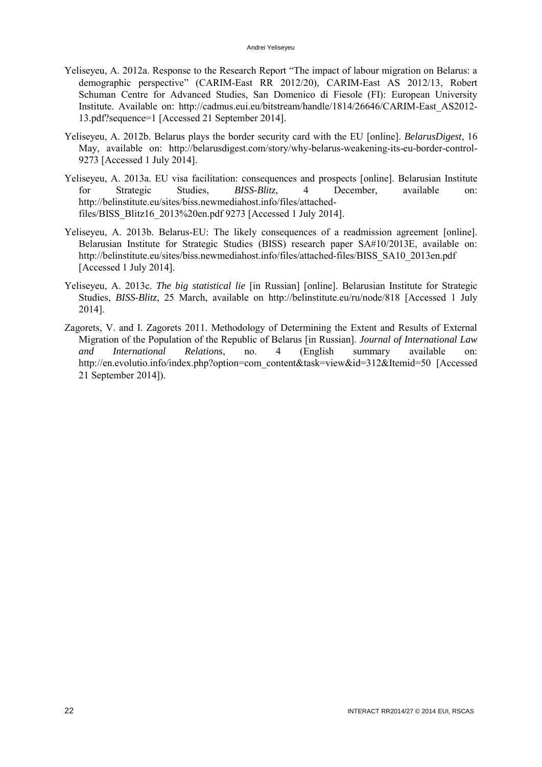Yeliseyeu, A. 2012a. Response to the Research Report "The impact of labour migration on Belarus: a demographic perspective" (CARIM-East RR 2012/20), CARIM-East AS 2012/13, Robert Schuman Centre for Advanced Studies, San Domenico di Fiesole (FI): European University Institute. Available on: http://cadmus.eui.eu/bitstream/handle/1814/26646/CARIM-East_AS2012-13.pdf?sequence=1 [Accessed 21 September 2014].

Yeliseyeu, A. 2012b. Belarus plays the border security card with the EU [online]. *BelarusDigest*, 16 May, available on: http://belarusdigest.com/story/why-belarus-weakening-its-eu-border-control-9273 [Accessed 1 July 2014].

Yeliseyeu, A. 2013a. EU visa facilitation: consequences and prospects [online]. Belarusian Institute for Strategic Studies, *BISS-Blitz*, 4 December, available on: http://belinstitute.eu/sites/biss.newmediahost.info/files/attached-files/BISS_Blitz16_2013%20en.pdf 9273 [Accessed 1 July 2014].

Yeliseyeu, A. 2013b. Belarus-EU: The likely consequences of a readmission agreement [online]. Belarusian Institute for Strategic Studies (BISS) research paper SA#10/2013E, available on: http://belinstitute.eu/sites/biss.newmediahost.info/files/attached-files/BISS_SA10_2013en.pdf [Accessed 1 July 2014].

Yeliseyeu, A. 2013c. *The big statistical lie* [in Russian] [online]. Belarusian Institute for Strategic Studies, *BISS-Blitz*, 25 March, available on http://belinstitute.eu/ru/node/818 [Accessed 1 July 2014].

Zagorets, V. and I. Zagorets 2011. Methodology of Determining the Extent and Results of External Migration of the Population of the Republic of Belarus [in Russian]. *Journal of International Law and International Relations*, no. 4 (English summary available on: http://en.evolutio.info/index.php?option=com_content&task=view&id=312&Itemid=50 [Accessed 21 September 2014]).